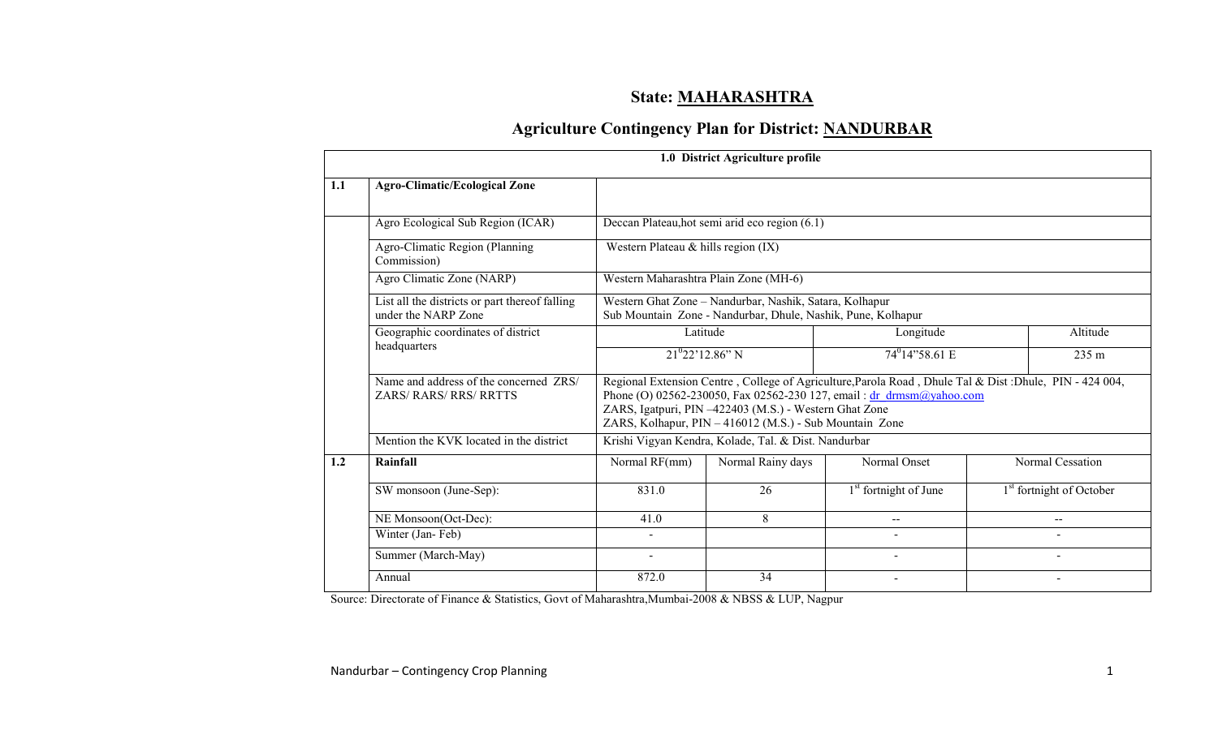# State: MAHARASHTRA

## Agriculture Contingency Plan for District: NANDURBAR

| 1.0 District Agriculture profile | | | | | |
|---|---|---|---|---|---|
| **1.1** | **Agro-Climatic/Ecological Zone** | | | | |
| | Agro Ecological Sub Region (ICAR) | Deccan Plateau,hot semi arid eco region (6.1) | | | |
| | Agro-Climatic Region (Planning Commission) | Western Plateau & hills region (IX) | | | |
| | Agro Climatic Zone (NARP) | Western Maharashtra Plain Zone (MH-6) | | | |
| | List all the districts or part thereof falling under the NARP Zone | Western Ghat Zone – Nandurbar, Nashik, Satara, Kolhapur<br>Sub Mountain Zone - Nandurbar, Dhule, Nashik, Pune, Kolhapur | | | |
| | Geographic coordinates of district headquarters | Latitude | Longitude | Altitude | |
| | | $21^0 22'12.86"$ N | $74^0 14"58.61$ E | 235 m | |
| | Name and address of the concerned ZRS/ ZARS/ RARS/ RRS/ RRTTS | Regional Extension Centre , College of Agriculture,Parola Road , Dhule Tal & Dist :Dhule, PIN - 424 004, Phone (O) 02562-230050, Fax 02562-230 127, email : dr_drmsm@yahoo.com<br>ZARS, Igatpuri, PIN –422403 (M.S.) - Western Ghat Zone<br>ZARS, Kolhapur, PIN – 416012 (M.S.) - Sub Mountain Zone | | | |
| | Mention the KVK located in the district | Krishi Vigyan Kendra, Kolade, Tal. & Dist. Nandurbar | | | |
| **1.2** | **Rainfall** | Normal RF(mm) | Normal Rainy days | Normal Onset | Normal Cessation |
| | SW monsoon (June-Sep): | 831.0 | 26 | 1st fortnight of June | 1st fortnight of October |
| | NE Monsoon(Oct-Dec): | 41.0 | 8 | -- | -- |
| | Winter (Jan- Feb) | - | | - | - |
| | Summer (March-May) | - | | - | - |
| | Annual | 872.0 | 34 | - | - |

Source: Directorate of Finance & Statistics, Govt of Maharashtra,Mumbai-2008 & NBSS & LUP, Nagpur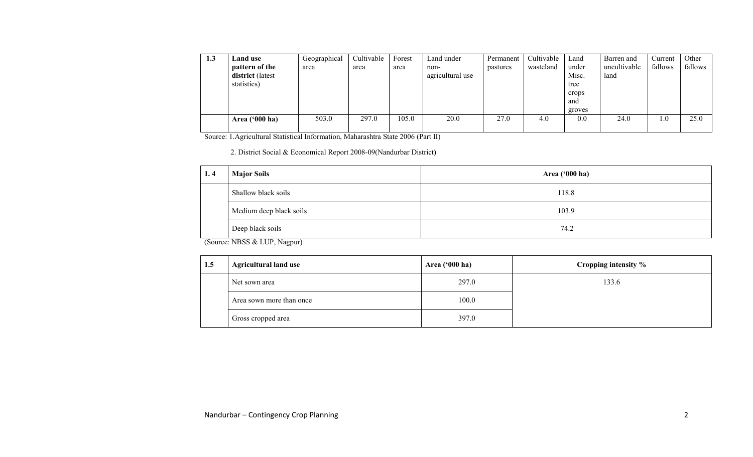| 1.3 | **Land use pattern of the district** (latest statistics) | Geographical area | Cultivable area | Forest area | Land under non-agricultural use | Permanent pastures | Cultivable wasteland | Land under Misc. tree crops and groves | Barren and uncultivable land | Current fallows | Other fallows |
|---|---|---|---|---|---|---|---|---|---|---|---|
| | **Area ('000 ha)** | 503.0 | 297.0 | 105.0 | 20.0 | 27.0 | 4.0 | 0.0 | 24.0 | 1.0 | 25.0 |

Source: 1.Agricultural Statistical Information, Maharashtra State 2006 (Part II)

2. District Social & Economical Report 2008-09(Nandurbar District)

| 1. 4 | **Major Soils** | **Area ('000 ha)** |
|---|---|---|
| | Shallow black soils | 118.8 |
| | Medium deep black soils | 103.9 |
| | Deep black soils | 74.2 |

(Source: NBSS & LUP, Nagpur)

| 1.5 | **Agricultural land use** | **Area ('000 ha)** | **Cropping intensity %** |
|---|---|---|---|
| | Net sown area | 297.0 | 133.6 |
| | Area sown more than once | 100.0 | |
| | Gross cropped area | 397.0 | |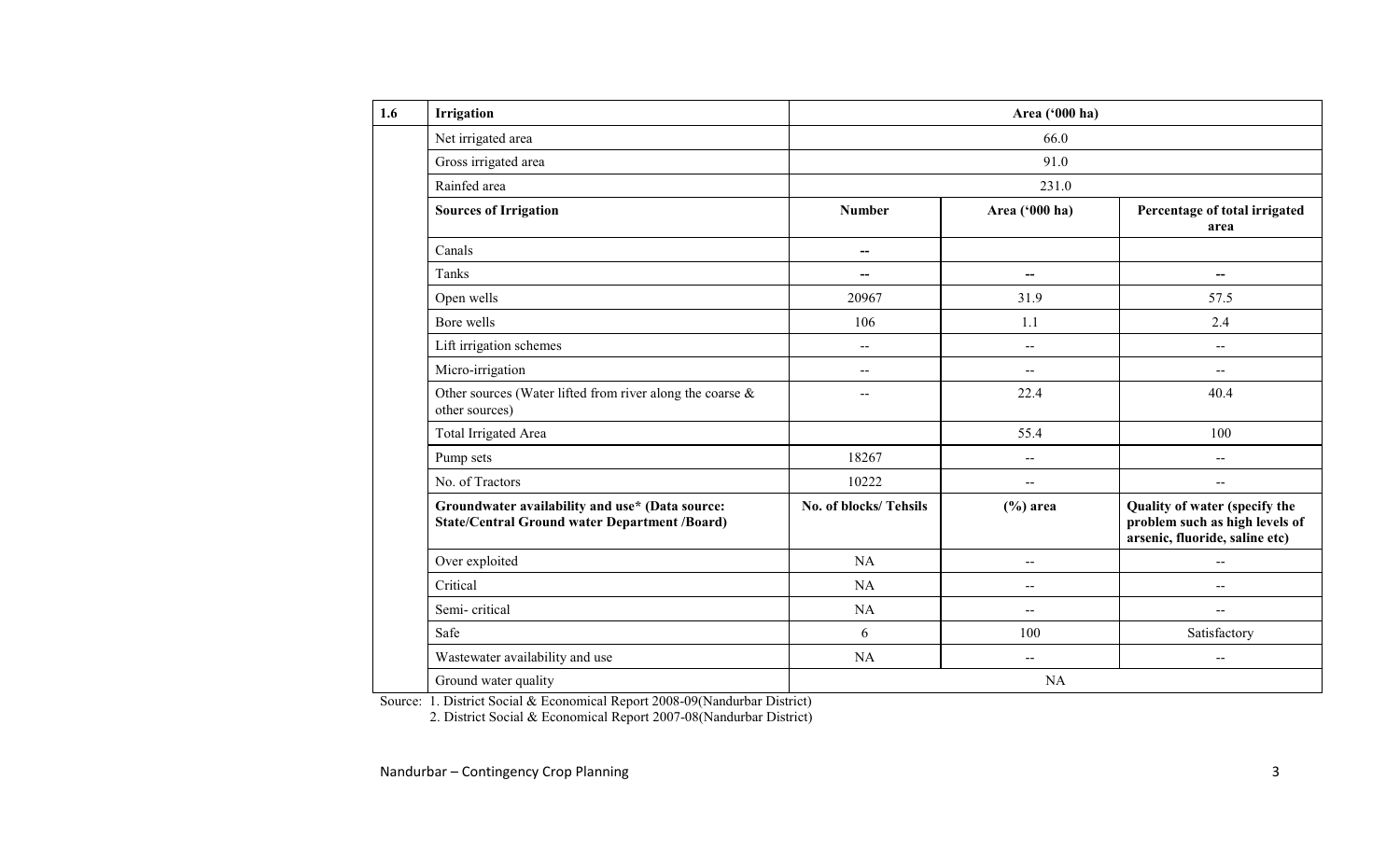| 1.6 | Irrigation | Area ('000 ha) | | |
|---|---|---|---|---|
| | Net irrigated area | 66.0 | | |
| | Gross irrigated area | 91.0 | | |
| | Rainfed area | 231.0 | | |
| | **Sources of Irrigation** | **Number** | **Area ('000 ha)** | **Percentage of total irrigated area** |
| | Canals | -- | | |
| | Tanks | -- | -- | -- |
| | Open wells | 20967 | 31.9 | 57.5 |
| | Bore wells | 106 | 1.1 | 2.4 |
| | Lift irrigation schemes | -- | -- | -- |
| | Micro-irrigation | -- | -- | -- |
| | Other sources (Water lifted from river along the coarse & other sources) | -- | 22.4 | 40.4 |
| | Total Irrigated Area | | 55.4 | 100 |
| | Pump sets | 18267 | -- | -- |
| | No. of Tractors | 10222 | -- | -- |
| | **Groundwater availability and use* (Data source: State/Central Ground water Department /Board)** | **No. of blocks/ Tehsils** | **(%) area** | **Quality of water (specify the problem such as high levels of arsenic, fluoride, saline etc)** |
| | Over exploited | NA | -- | -- |
| | Critical | NA | -- | -- |
| | Semi- critical | NA | -- | -- |
| | Safe | 6 | 100 | Satisfactory |
| | Wastewater availability and use | NA | -- | -- |
| | Ground water quality | NA | | |

Source: 1. District Social & Economical Report 2008-09(Nandurbar District)
2. District Social & Economical Report 2007-08(Nandurbar District)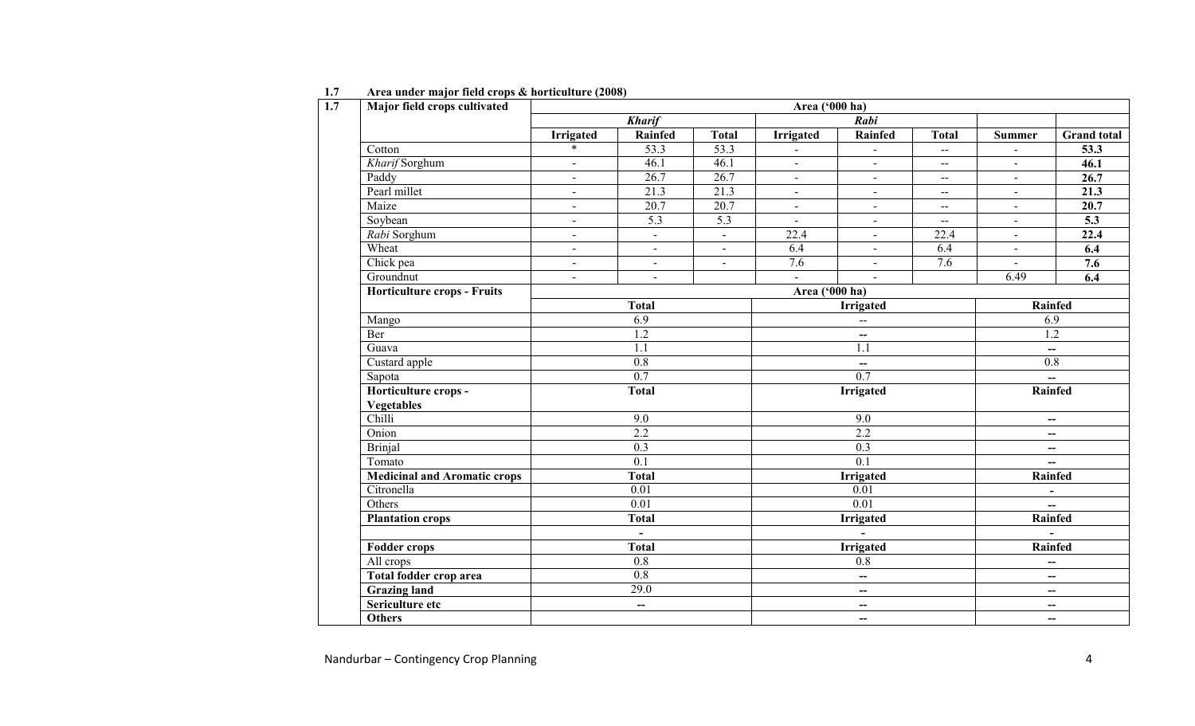## 1.7 Area under major field crops & horticulture (2008)

| 1.7 | Major field crops cultivated | Area ('000 ha) | | | | | | | |
|---|---|---|---|---|---|---|---|---|---|
| | | *Kharif* | | | *Rabi* | | | | |
| | | **Irrigated** | **Rainfed** | **Total** | **Irrigated** | **Rainfed** | **Total** | **Summer** | **Grand total** |
| | Cotton | * | 53.3 | 53.3 | - | - | -- | - | **53.3** |
| | *Kharif* Sorghum | - | 46.1 | 46.1 | - | - | -- | - | **46.1** |
| | Paddy | - | 26.7 | 26.7 | - | - | -- | - | **26.7** |
| | Pearl millet | - | 21.3 | 21.3 | - | - | -- | - | **21.3** |
| | Maize | - | 20.7 | 20.7 | - | - | -- | - | **20.7** |
| | Soybean | - | 5.3 | 5.3 | - | - | -- | - | **5.3** |
| | *Rabi* Sorghum | - | - | - | 22.4 | - | 22.4 | - | **22.4** |
| | Wheat | - | - | - | 6.4 | - | 6.4 | - | **6.4** |
| | Chick pea | - | - | - | 7.6 | - | 7.6 | - | **7.6** |
| | Groundnut | - | - | | - | - | | 6.49 | **6.4** |
| | **Horticulture crops - Fruits** | Area ('000 ha) | | | | | | | |
| | | **Total** | | | **Irrigated** | | | **Rainfed** | |
| | Mango | 6.9 | | | -- | | | 6.9 | |
| | Ber | 1.2 | | | -- | | | 1.2 | |
| | Guava | 1.1 | | | 1.1 | | | -- | |
| | Custard apple | 0.8 | | | -- | | | 0.8 | |
| | Sapota | 0.7 | | | 0.7 | | | -- | |
| | **Horticulture crops - Vegetables** | **Total** | | | **Irrigated** | | | **Rainfed** | |
| | Chilli | 9.0 | | | 9.0 | | | -- | |
| | Onion | 2.2 | | | 2.2 | | | -- | |
| | Brinjal | 0.3 | | | 0.3 | | | -- | |
| | Tomato | 0.1 | | | 0.1 | | | -- | |
| | **Medicinal and Aromatic crops** | **Total** | | | **Irrigated** | | | **Rainfed** | |
| | Citronella | 0.01 | | | 0.01 | | | - | |
| | Others | 0.01 | | | 0.01 | | | -- | |
| | **Plantation crops** | **Total** | | | **Irrigated** | | | **Rainfed** | |
| | | - | | | - | | | - | |
| | **Fodder crops** | **Total** | | | **Irrigated** | | | **Rainfed** | |
| | All crops | 0.8 | | | 0.8 | | | -- | |
| | **Total fodder crop area** | 0.8 | | | -- | | | -- | |
| | **Grazing land** | 29.0 | | | -- | | | -- | |
| | **Sericulture etc** | -- | | | -- | | | -- | |
| | **Others** | | | | -- | | | -- | |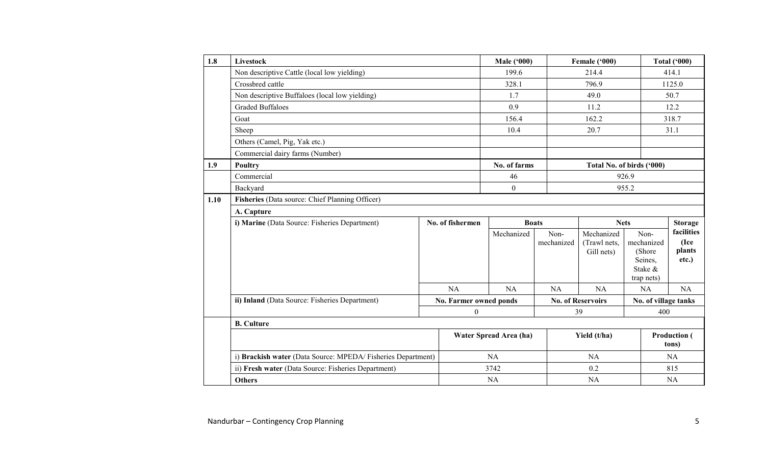| 1.8 | Livestock | | | Male ('000) | | Female ('000) | | Total ('000) |
|---|---|---|---|---|---|---|---|---|
| | Non descriptive Cattle (local low yielding) | | | 199.6 | | 214.4 | | 414.1 |
| | Crossbred cattle | | | 328.1 | | 796.9 | | 1125.0 |
| | Non descriptive Buffaloes (local low yielding) | | | 1.7 | | 49.0 | | 50.7 |
| | Graded Buffaloes | | | 0.9 | | 11.2 | | 12.2 |
| | Goat | | | 156.4 | | 162.2 | | 318.7 |
| | Sheep | | | 10.4 | | 20.7 | | 31.1 |
| | Others (Camel, Pig, Yak etc.) | | | | | | | |
| | Commercial dairy farms (Number) | | | | | | | |
| **1.9** | **Poultry** | | | **No. of farms** | | **Total No. of birds ('000)** | | |
| | Commercial | | | 46 | | 926.9 | | |
| | Backyard | | | 0 | | 955.2 | | |

| 1.10 | Fisheries (Data source: Chief Planning Officer) | | | | | | |
|---|---|---|---|---|---|---|---|
| | **A. Capture** | | | | | | |
| | **i) Marine** (Data Source: Fisheries Department) | **No. of fishermen** | **Boats** | | **Nets** | | **Storage facilities (Ice plants etc.)** |
| | | | Mechanized | Non-mechanized | Mechanized (Trawl nets, Gill nets) | Non-mechanized (Shore Seines, Stake & trap nets) | |
| | | NA | NA | NA | NA | NA | NA |
| | **ii) Inland** (Data Source: Fisheries Department) | **No. Farmer owned ponds** | | **No. of Reservoirs** | | **No. of village tanks** | |
| | | 0 | | 39 | | 400 | |

| | **B. Culture** | | | |
|---|---|---|---|---|
| | | **Water Spread Area (ha)** | **Yield (t/ha)** | **Production (tons)** |
| | i) **Brackish water** (Data Source: MPEDA/ Fisheries Department) | NA | NA | NA |
| | ii) **Fresh water** (Data Source: Fisheries Department) | 3742 | 0.2 | 815 |
| | **Others** | NA | NA | NA |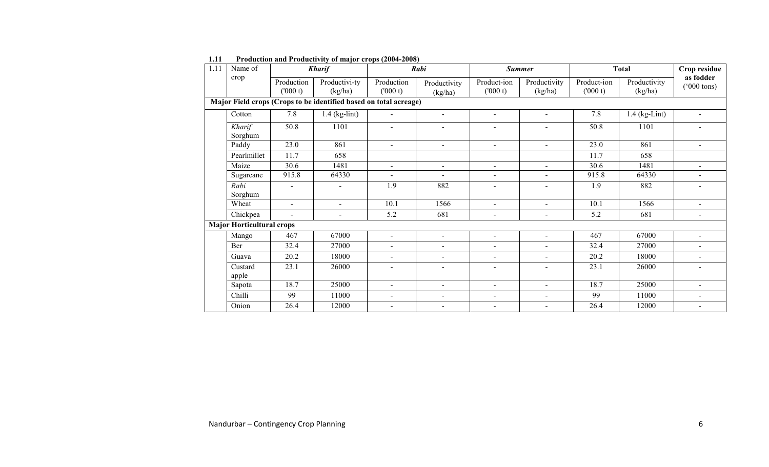**1.11 Production and Productivity of major crops (2004-2008)**

| 1.11 | Name of crop | *Kharif* | | *Rabi* | | *Summer* | | Total | | Crop residue as fodder ('000 tons) |
|---|---|---|---|---|---|---|---|---|---|---|
| | | Production ('000 t) | Productivi-ty (kg/ha) | Production ('000 t) | Productivity (kg/ha) | Product-ion ('000 t) | Productivity (kg/ha) | Product-ion ('000 t) | Productivity (kg/ha) | |
| **Major Field crops (Crops to be identified based on total acreage)** | | | | | | | | | | |
| | Cotton | 7.8 | 1.4 (kg-lint) | - | - | - | - | 7.8 | 1.4 (kg-Lint) | - |
| | *Kharif* Sorghum | 50.8 | 1101 | - | - | - | - | 50.8 | 1101 | - |
| | Paddy | 23.0 | 861 | - | - | - | - | 23.0 | 861 | - |
| | Pearlmillet | 11.7 | 658 | | | | | 11.7 | 658 | |
| | Maize | 30.6 | 1481 | - | - | - | - | 30.6 | 1481 | - |
| | Sugarcane | 915.8 | 64330 | - | - | - | - | 915.8 | 64330 | - |
| | *Rabi* Sorghum | - | - | 1.9 | 882 | - | - | 1.9 | 882 | - |
| | Wheat | - | - | 10.1 | 1566 | - | - | 10.1 | 1566 | - |
| | Chickpea | - | - | 5.2 | 681 | - | - | 5.2 | 681 | - |
| **Major Horticultural crops** | | | | | | | | | | |
| | Mango | 467 | 67000 | - | - | - | - | 467 | 67000 | - |
| | Ber | 32.4 | 27000 | - | - | - | - | 32.4 | 27000 | - |
| | Guava | 20.2 | 18000 | - | - | - | - | 20.2 | 18000 | - |
| | Custard apple | 23.1 | 26000 | - | - | - | - | 23.1 | 26000 | - |
| | Sapota | 18.7 | 25000 | - | - | - | - | 18.7 | 25000 | - |
| | Chilli | 99 | 11000 | - | - | - | - | 99 | 11000 | - |
| | Onion | 26.4 | 12000 | - | - | - | - | 26.4 | 12000 | - |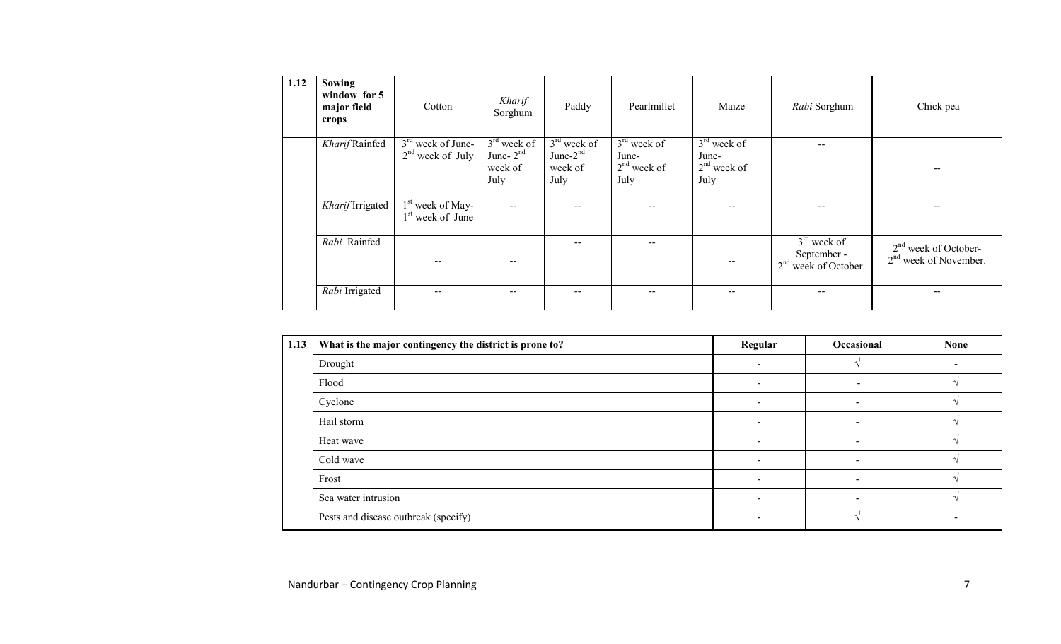| 1.12 | Sowing window for 5 major field crops | Cotton | *Kharif* Sorghum | Paddy | Pearlmillet | Maize | *Rabi* Sorghum | Chick pea |
|---|---|---|---|---|---|---|---|---|
| | *Kharif* Rainfed | 3rd week of June- 2nd week of July | 3rd week of June- 2nd week of July | 3rd week of June-2nd week of July | 3rd week of June- 2nd week of July | 3rd week of June- 2nd week of July | -- | -- |
| | *Kharif* Irrigated | 1st week of May- 1st week of June | -- | -- | -- | -- | -- | -- |
| | *Rabi* Rainfed | -- | -- | -- | -- | -- | 3rd week of September.- 2nd week of October. | 2nd week of October- 2nd week of November. |
| | *Rabi* Irrigated | -- | -- | -- | -- | -- | -- | -- |

| 1.13 | What is the major contingency the district is prone to? | Regular | Occasional | None |
|---|---|---|---|---|
| | Drought | - | √ | - |
| | Flood | - | - | √ |
| | Cyclone | - | - | √ |
| | Hail storm | - | - | √ |
| | Heat wave | - | - | √ |
| | Cold wave | - | - | √ |
| | Frost | - | - | √ |
| | Sea water intrusion | - | - | √ |
| | Pests and disease outbreak (specify) | - | √ | - |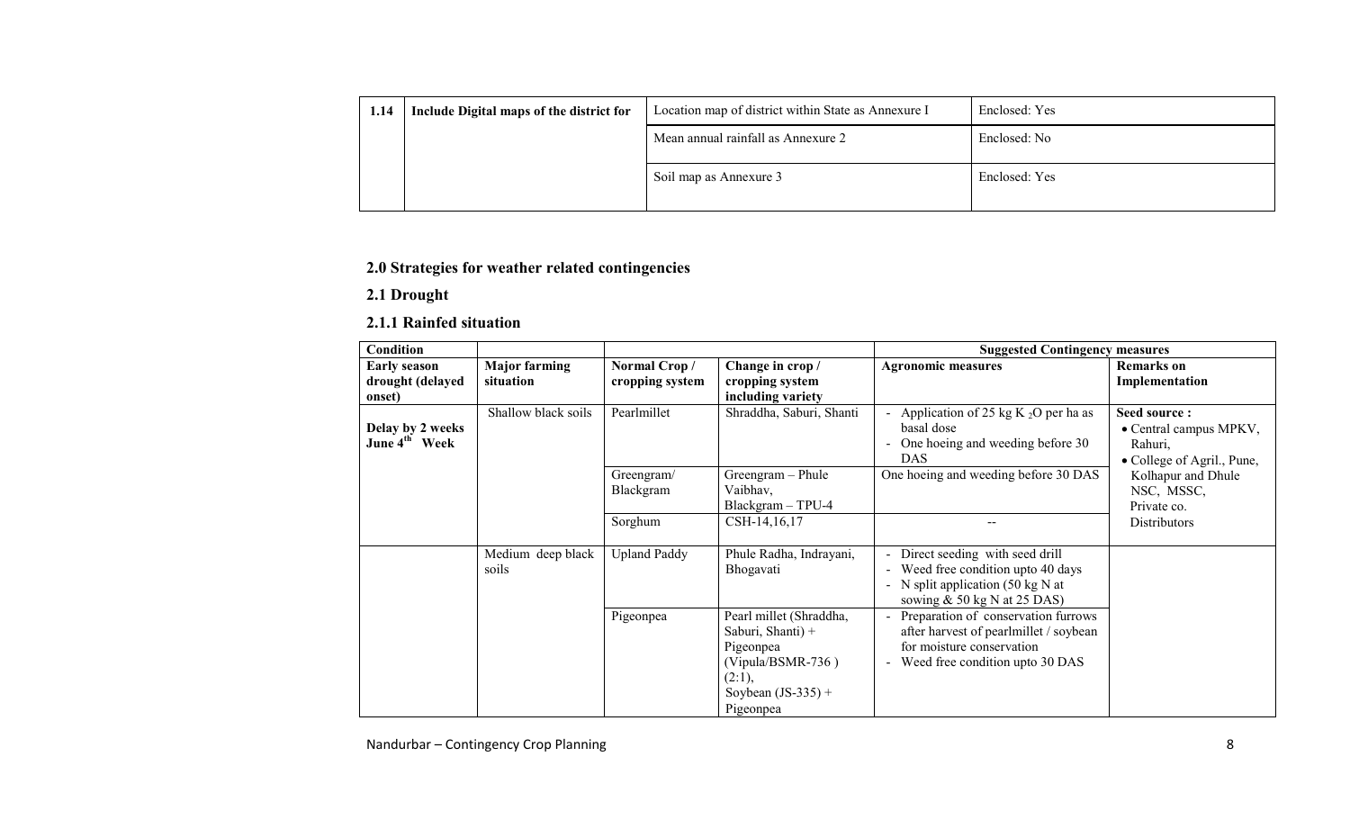| 1.14 | Include Digital maps of the district for | Location map of district within State as Annexure I | Enclosed: Yes |
|---|---|---|---|
| | | Mean annual rainfall as Annexure 2 | Enclosed: No |
| | | Soil map as Annexure 3 | Enclosed: Yes |

## 2.0 Strategies for weather related contingencies

### 2.1 Drought

#### 2.1.1 Rainfed situation

| Condition | | | | Suggested Contingency measures | |
|---|---|---|---|---|---|
| **Early season drought (delayed onset)** | **Major farming situation** | **Normal Crop / cropping system** | **Change in crop / cropping system including variety** | **Agronomic measures** | **Remarks on Implementation** |
| **Delay by 2 weeks June 4th Week** | Shallow black soils | Pearlmillet | Shraddha, Saburi, Shanti | - Application of 25 kg $K_2O$ per ha as basal dose<br>- One hoeing and weeding before 30 DAS | **Seed source :**<br>• Central campus MPKV, Rahuri,<br>• College of Agril., Pune, Kolhapur and Dhule NSC, MSSC, Private co. Distributors |
| | | Greengram/ Blackgram | Greengram – Phule Vaibhav, Blackgram – TPU-4 | One hoeing and weeding before 30 DAS | |
| | | Sorghum | CSH-14,16,17 | -- | |
| | Medium deep black soils | Upland Paddy | Phule Radha, Indrayani, Bhogavati | - Direct seeding with seed drill<br>- Weed free condition upto 40 days<br>- N split application (50 kg N at sowing & 50 kg N at 25 DAS) | |
| | | Pigeonpea | Pearl millet (Shraddha, Saburi, Shanti) + Pigeonpea (Vipula/BSMR-736 ) (2:1), Soybean (JS-335) + Pigeonpea | - Preparation of conservation furrows after harvest of pearlmillet / soybean for moisture conservation<br>- Weed free condition upto 30 DAS | |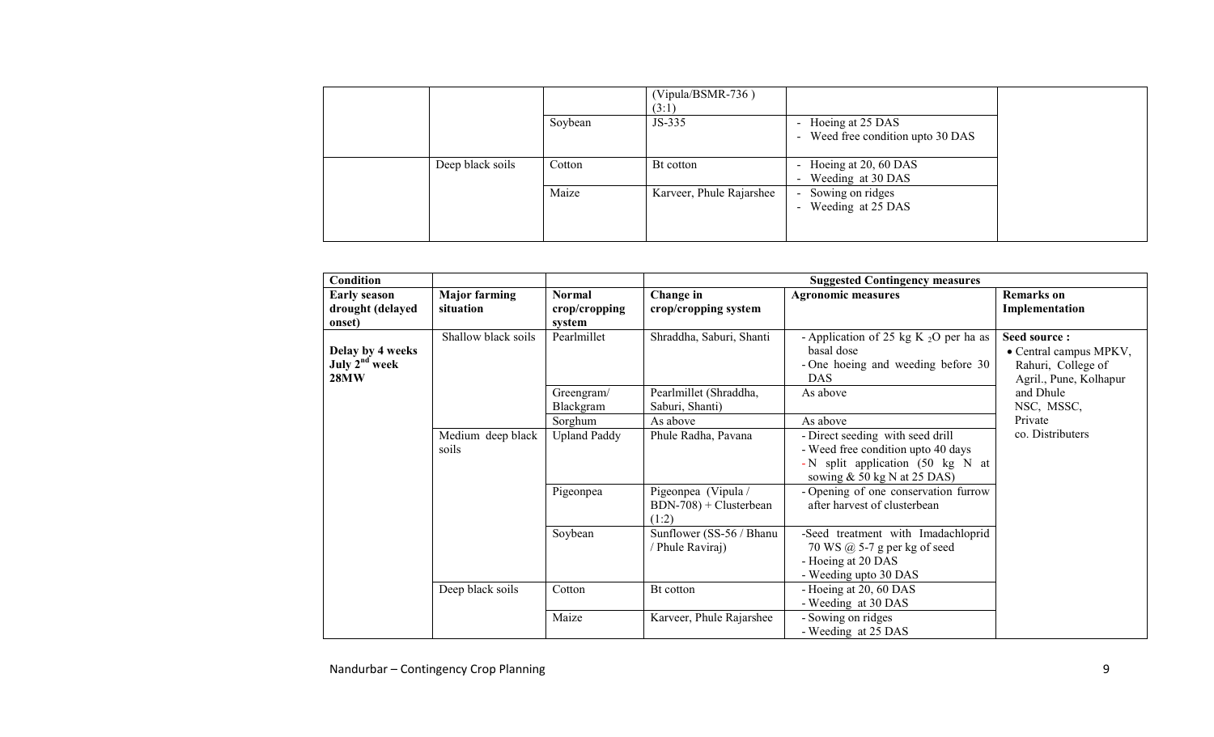| | | | (Vipula/BSMR-736 ) (3:1) | | |
|---|---|---|---|---|---|
| | | Soybean | JS-335 | - Hoeing at 25 DAS<br>- Weed free condition upto 30 DAS | |
| | Deep black soils | Cotton | Bt cotton | - Hoeing at 20, 60 DAS<br>- Weeding at 30 DAS | |
| | | Maize | Karveer, Phule Rajarshee | - Sowing on ridges<br>- Weeding at 25 DAS | |

| Condition | | | Suggested Contingency measures | | |
|---|---|---|---|---|---|
| **Early season drought (delayed onset)** | **Major farming situation** | **Normal crop/cropping system** | **Change in crop/cropping system** | **Agronomic measures** | **Remarks on Implementation** |
| **Delay by 4 weeks July 2nd week 28MW** | Shallow black soils | Pearlmillet | Shraddha, Saburi, Shanti | - Application of 25 kg $K_2O$ per ha as basal dose<br>- One hoeing and weeding before 30 DAS | **Seed source :**<br>• Central campus MPKV, Rahuri, College of Agril., Pune, Kolhapur and Dhule NSC, MSSC, Private co. Distributers |
| | | Greengram/ Blackgram | Pearlmillet (Shraddha, Saburi, Shanti) | As above | |
| | | Sorghum | As above | As above | |
| | Medium deep black soils | Upland Paddy | Phule Radha, Pavana | - Direct seeding with seed drill<br>- Weed free condition upto 40 days<br>- N split application (50 kg N at sowing & 50 kg N at 25 DAS) | |
| | | Pigeonpea | Pigeonpea (Vipula / BDN-708) + Clusterbean (1:2) | - Opening of one conservation furrow after harvest of clusterbean | |
| | | Soybean | Sunflower (SS-56 / Bhanu / Phule Raviraj) | -Seed treatment with Imadachloprid 70 WS @ 5-7 g per kg of seed<br>- Hoeing at 20 DAS<br>- Weeding upto 30 DAS | |
| | Deep black soils | Cotton | Bt cotton | - Hoeing at 20, 60 DAS<br>- Weeding at 30 DAS | |
| | | Maize | Karveer, Phule Rajarshee | - Sowing on ridges<br>- Weeding at 25 DAS | |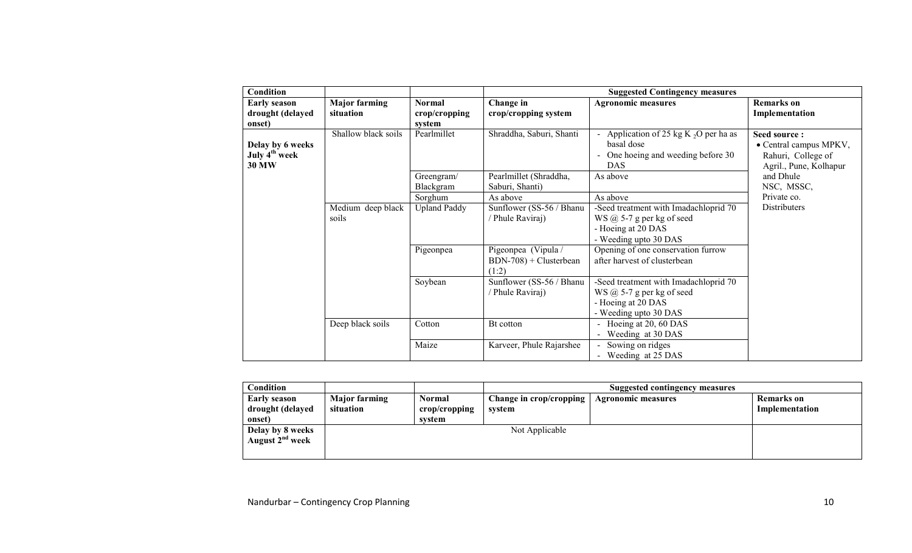| Condition | | | Suggested Contingency measures | | |
|---|---|---|---|---|---|
| **Early season drought (delayed onset)** | **Major farming situation** | **Normal crop/cropping system** | **Change in crop/cropping system** | **Agronomic measures** | **Remarks on Implementation** |
| **Delay by 6 weeks July 4th week 30 MW** | Shallow black soils | Pearlmillet | Shraddha, Saburi, Shanti | - Application of 25 kg $K_2O$ per ha as basal dose<br>- One hoeing and weeding before 30 DAS | **Seed source :**<br>• Central campus MPKV, Rahuri, College of Agril., Pune, Kolhapur and Dhule NSC, MSSC, Private co. Distributers |
| | | Greengram/ Blackgram | Pearlmillet (Shraddha, Saburi, Shanti) | As above | |
| | | Sorghum | As above | As above | |
| | Medium deep black soils | Upland Paddy | Sunflower (SS-56 / Bhanu / Phule Raviraj) | -Seed treatment with Imadachloprid 70 WS @ 5-7 g per kg of seed<br>- Hoeing at 20 DAS<br>- Weeding upto 30 DAS | |
| | | Pigeonpea | Pigeonpea (Vipula / BDN-708) + Clusterbean (1:2) | Opening of one conservation furrow after harvest of clusterbean | |
| | | Soybean | Sunflower (SS-56 / Bhanu / Phule Raviraj) | -Seed treatment with Imadachloprid 70 WS @ 5-7 g per kg of seed<br>- Hoeing at 20 DAS<br>- Weeding upto 30 DAS | |
| | Deep black soils | Cotton | Bt cotton | - Hoeing at 20, 60 DAS<br>- Weeding at 30 DAS | |
| | | Maize | Karveer, Phule Rajarshee | - Sowing on ridges<br>- Weeding at 25 DAS | |

| Condition | | | Suggested contingency measures | | |
|---|---|---|---|---|---|
| **Early season drought (delayed onset)** | **Major farming situation** | **Normal crop/cropping system** | **Change in crop/cropping system** | **Agronomic measures** | **Remarks on Implementation** |
| **Delay by 8 weeks August 2nd week** | Not Applicable | | | | |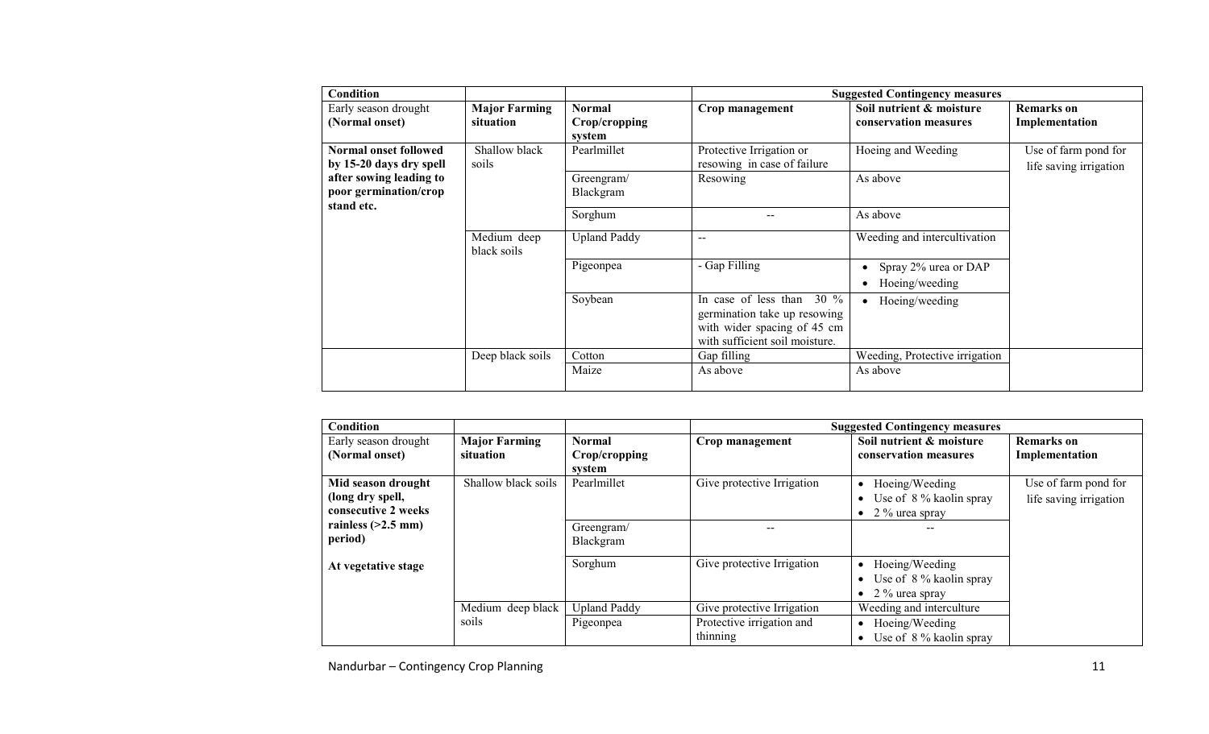| Condition | | | Suggested Contingency measures | | |
|---|---|---|---|---|---|
| Early season drought (Normal onset) | **Major Farming situation** | **Normal Crop/cropping system** | **Crop management** | **Soil nutrient & moisture conservation measures** | **Remarks on Implementation** |
| **Normal onset followed by 15-20 days dry spell after sowing leading to poor germination/crop stand etc.** | Shallow black soils | Pearlmillet | Protective Irrigation or resowing in case of failure | Hoeing and Weeding | Use of farm pond for life saving irrigation |
| | | Greengram/ Blackgram | Resowing | As above | |
| | | Sorghum | -- | As above | |
| | Medium deep black soils | Upland Paddy | -- | Weeding and intercultivation | |
| | | Pigeonpea | - Gap Filling | • Spray 2% urea or DAP<br>• Hoeing/weeding | |
| | | Soybean | In case of less than 30 % germination take up resowing with wider spacing of 45 cm with sufficient soil moisture. | • Hoeing/weeding | |
| | Deep black soils | Cotton | Gap filling | Weeding, Protective irrigation | |
| | | Maize | As above | As above | |

| Condition | | | Suggested Contingency measures | | |
|---|---|---|---|---|---|
| Early season drought (Normal onset) | **Major Farming situation** | **Normal Crop/cropping system** | **Crop management** | **Soil nutrient & moisture conservation measures** | **Remarks on Implementation** |
| **Mid season drought (long dry spell, consecutive 2 weeks rainless (>2.5 mm) period)**<br><br>**At vegetative stage** | Shallow black soils | Pearlmillet | Give protective Irrigation | • Hoeing/Weeding<br>• Use of 8 % kaolin spray<br>• 2 % urea spray | Use of farm pond for life saving irrigation |
| | | Greengram/ Blackgram | -- | -- | |
| | | Sorghum | Give protective Irrigation | • Hoeing/Weeding<br>• Use of 8 % kaolin spray<br>• 2 % urea spray | |
| | Medium deep black soils | Upland Paddy | Give protective Irrigation | Weeding and interculture | |
| | | Pigeonpea | Protective irrigation and thinning | • Hoeing/Weeding<br>• Use of 8 % kaolin spray | |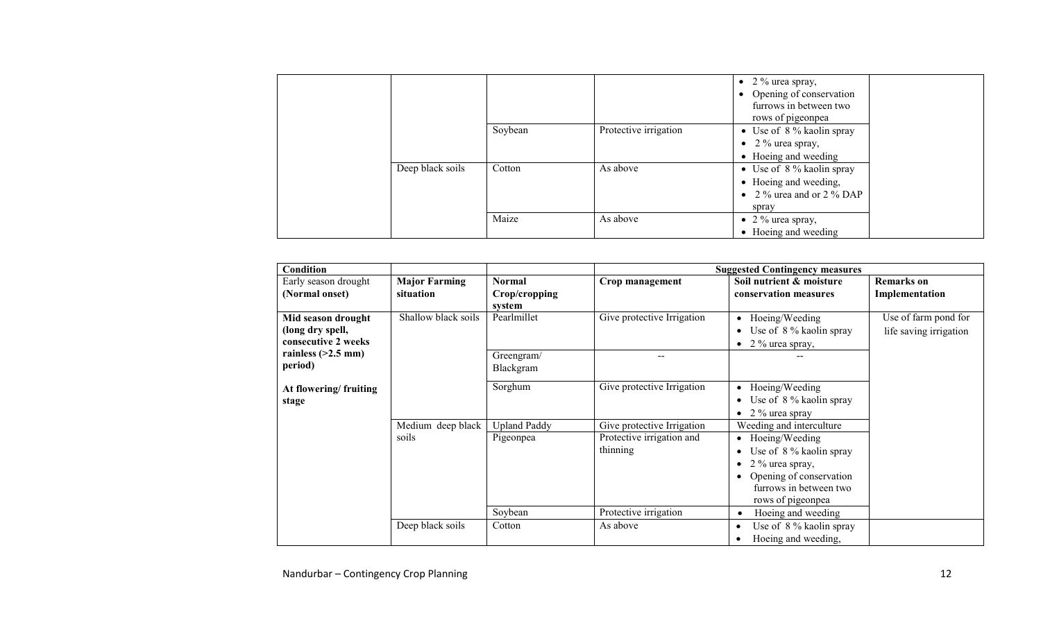| | | | | | |
|---|---|---|---|---|---|
| | | | | • 2 % urea spray,<br>• Opening of conservation furrows in between two rows of pigeonpea | |
| | | Soybean | Protective irrigation | • Use of 8 % kaolin spray<br>• 2 % urea spray,<br>• Hoeing and weeding | |
| | Deep black soils | Cotton | As above | • Use of 8 % kaolin spray<br>• Hoeing and weeding,<br>• 2 % urea and or 2 % DAP spray | |
| | | Maize | As above | • 2 % urea spray,<br>• Hoeing and weeding | |

| Condition | | | Suggested Contingency measures | | |
|---|---|---|---|---|---|
| Early season drought (Normal onset) | **Major Farming situation** | **Normal Crop/cropping system** | **Crop management** | **Soil nutrient & moisture conservation measures** | **Remarks on Implementation** |
| **Mid season drought (long dry spell, consecutive 2 weeks rainless (>2.5 mm) period)**<br><br>**At flowering/ fruiting stage** | Shallow black soils | Pearlmillet | Give protective Irrigation | • Hoeing/Weeding<br>• Use of 8 % kaolin spray<br>• 2 % urea spray, | Use of farm pond for life saving irrigation |
| | | Greengram/ Blackgram | -- | -- | |
| | | Sorghum | Give protective Irrigation | • Hoeing/Weeding<br>• Use of 8 % kaolin spray<br>• 2 % urea spray | |
| | Medium deep black soils | Upland Paddy | Give protective Irrigation | Weeding and interculture | |
| | | Pigeonpea | Protective irrigation and thinning | • Hoeing/Weeding<br>• Use of 8 % kaolin spray<br>• 2 % urea spray,<br>• Opening of conservation furrows in between two rows of pigeonpea | |
| | | Soybean | Protective irrigation | • Hoeing and weeding | |
| | Deep black soils | Cotton | As above | • Use of 8 % kaolin spray<br>• Hoeing and weeding, | |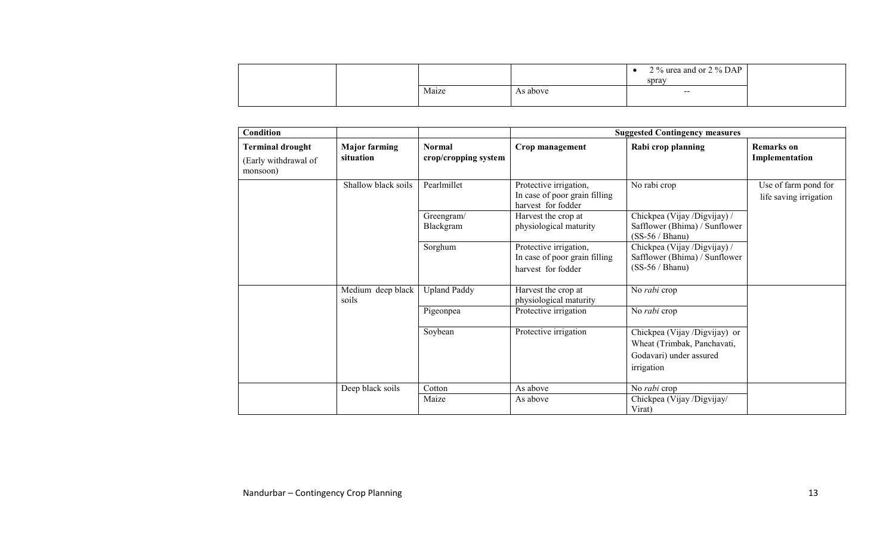| | | | | • 2 % urea and or 2 % DAP spray | |
|---|---|---|---|---|---|
| | | Maize | As above | -- | |

| Condition | | | Suggested Contingency measures | | |
|---|---|---|---|---|---|
| **Terminal drought** (Early withdrawal of monsoon) | **Major farming situation** | **Normal crop/cropping system** | **Crop management** | **Rabi crop planning** | **Remarks on Implementation** |
| | Shallow black soils | Pearlmillet | Protective irrigation, In case of poor grain filling harvest for fodder | No rabi crop | Use of farm pond for life saving irrigation |
| | | Greengram/ Blackgram | Harvest the crop at physiological maturity | Chickpea (Vijay /Digvijay) / Safflower (Bhima) / Sunflower (SS-56 / Bhanu) | |
| | | Sorghum | Protective irrigation, In case of poor grain filling harvest for fodder | Chickpea (Vijay /Digvijay) / Safflower (Bhima) / Sunflower (SS-56 / Bhanu) | |
| | Medium deep black soils | Upland Paddy | Harvest the crop at physiological maturity | No *rabi* crop | |
| | | Pigeonpea | Protective irrigation | No *rabi* crop | |
| | | Soybean | Protective irrigation | Chickpea (Vijay /Digvijay) or Wheat (Trimbak, Panchavati, Godavari) under assured irrigation | |
| | Deep black soils | Cotton | As above | No *rabi* crop | |
| | | Maize | As above | Chickpea (Vijay /Digvijay/ Virat) | |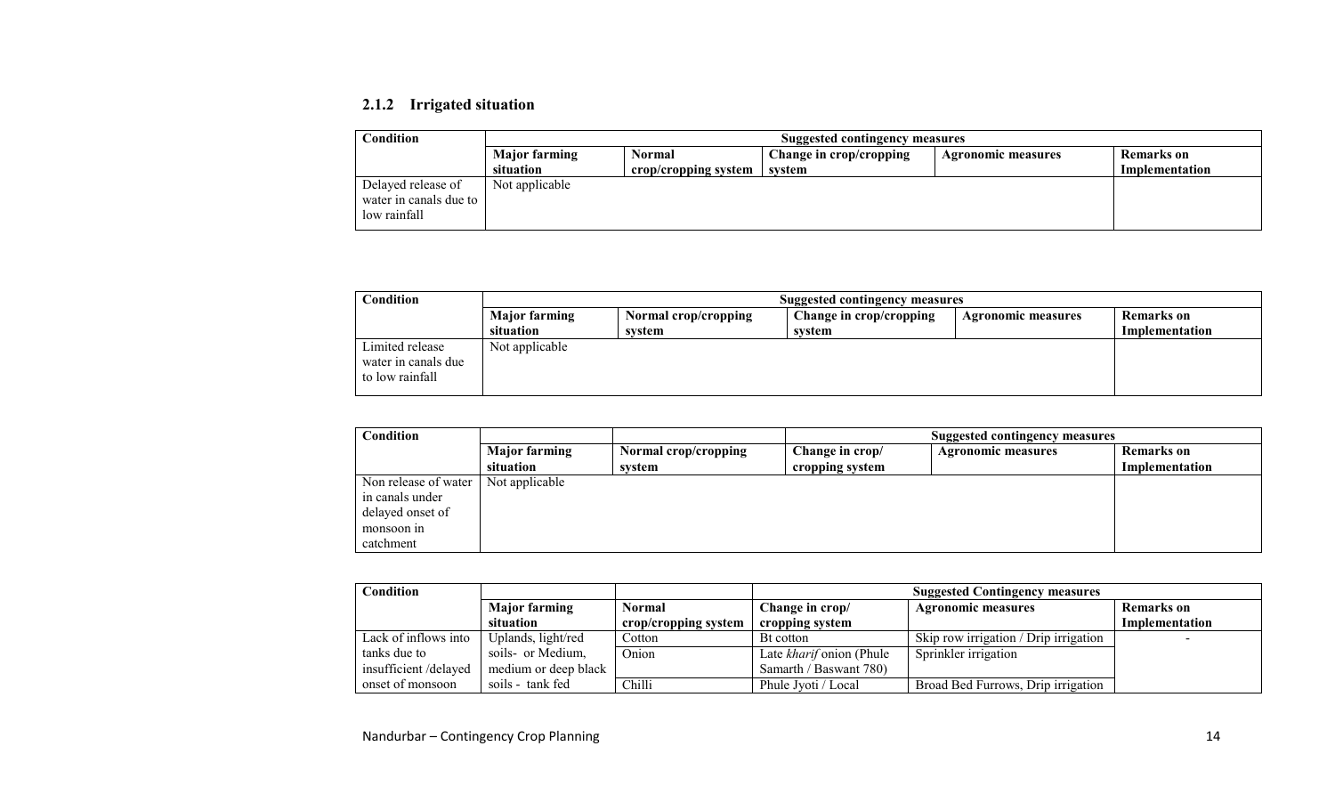### 2.1.2 Irrigated situation

| Condition | Suggested contingency measures | | | | |
|---|---|---|---|---|---|
| | **Major farming situation** | **Normal crop/cropping system** | **Change in crop/cropping system** | **Agronomic measures** | **Remarks on Implementation** |
| Delayed release of water in canals due to low rainfall | Not applicable | | | | |

| Condition | Suggested contingency measures | | | | |
|---|---|---|---|---|---|
| | **Major farming situation** | **Normal crop/cropping system** | **Change in crop/cropping system** | **Agronomic measures** | **Remarks on Implementation** |
| Limited release water in canals due to low rainfall | Not applicable | | | | |

| Condition | | | Suggested contingency measures | | |
|---|---|---|---|---|---|
| | **Major farming situation** | **Normal crop/cropping system** | **Change in crop/ cropping system** | **Agronomic measures** | **Remarks on Implementation** |
| Non release of water in canals under delayed onset of monsoon in catchment | Not applicable | | | | |

| Condition | | | Suggested Contingency measures | | |
|---|---|---|---|---|---|
| | **Major farming situation** | **Normal crop/cropping system** | **Change in crop/ cropping system** | **Agronomic measures** | **Remarks on Implementation** |
| Lack of inflows into tanks due to insufficient /delayed onset of monsoon | Uplands, light/red soils- or Medium, medium or deep black soils - tank fed | Cotton | Bt cotton | Skip row irrigation / Drip irrigation | - |
| | | Onion | Late *kharif* onion (Phule Samarth / Baswant 780) | Sprinkler irrigation | |
| | | Chilli | Phule Jyoti / Local | Broad Bed Furrows, Drip irrigation | |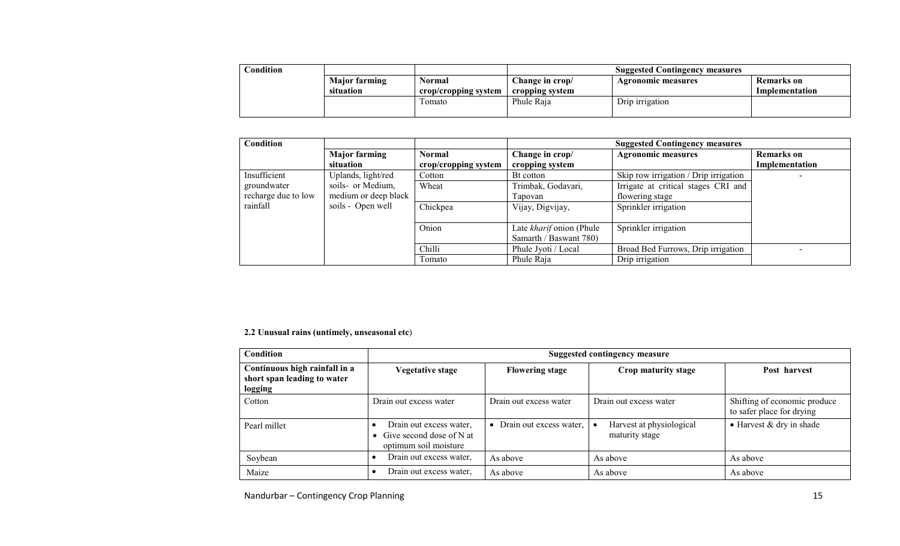| Condition | | | Suggested Contingency measures | | |
|---|---|---|---|---|---|
| | Major farming situation | Normal crop/cropping system | Change in crop/ cropping system | Agronomic measures | Remarks on Implementation |
| | | Tomato | Phule Raja | Drip irrigation | |

| Condition | | | Suggested Contingency measures | | |
|---|---|---|---|---|---|
| | Major farming situation | Normal crop/cropping system | Change in crop/ cropping system | Agronomic measures | Remarks on Implementation |
| Insufficient groundwater recharge due to low rainfall | Uplands, light/red soils- or Medium, medium or deep black soils - Open well | Cotton | Bt cotton | Skip row irrigation / Drip irrigation | - |
| | | Wheat | Trimbak, Godavari, Tapovan | Irrigate at critical stages CRI and flowering stage | |
| | | Chickpea | Vijay, Digvijay, | Sprinkler irrigation | |
| | | Onion | Late *kharif* onion (Phule Samarth / Baswant 780) | Sprinkler irrigation | |
| | | Chilli | Phule Jyoti / Local | Broad Bed Furrows, Drip irrigation | - |
| | | Tomato | Phule Raja | Drip irrigation | |

**2.2 Unusual rains (untimely, unseasonal etc)**

| Condition | Suggested contingency measure | | | |
|---|---|---|---|---|
| **Continuous high rainfall in a short span leading to water logging** | **Vegetative stage** | **Flowering stage** | **Crop maturity stage** | **Post harvest** |
| Cotton | Drain out excess water | Drain out excess water | Drain out excess water | Shifting of economic produce to safer place for drying |
| Pearl millet | • Drain out excess water,<br>• Give second dose of N at optimum soil moisture | • Drain out excess water, | • Harvest at physiological maturity stage | • Harvest & dry in shade |
| Soybean | • Drain out excess water, | As above | As above | As above |
| Maize | • Drain out excess water, | As above | As above | As above |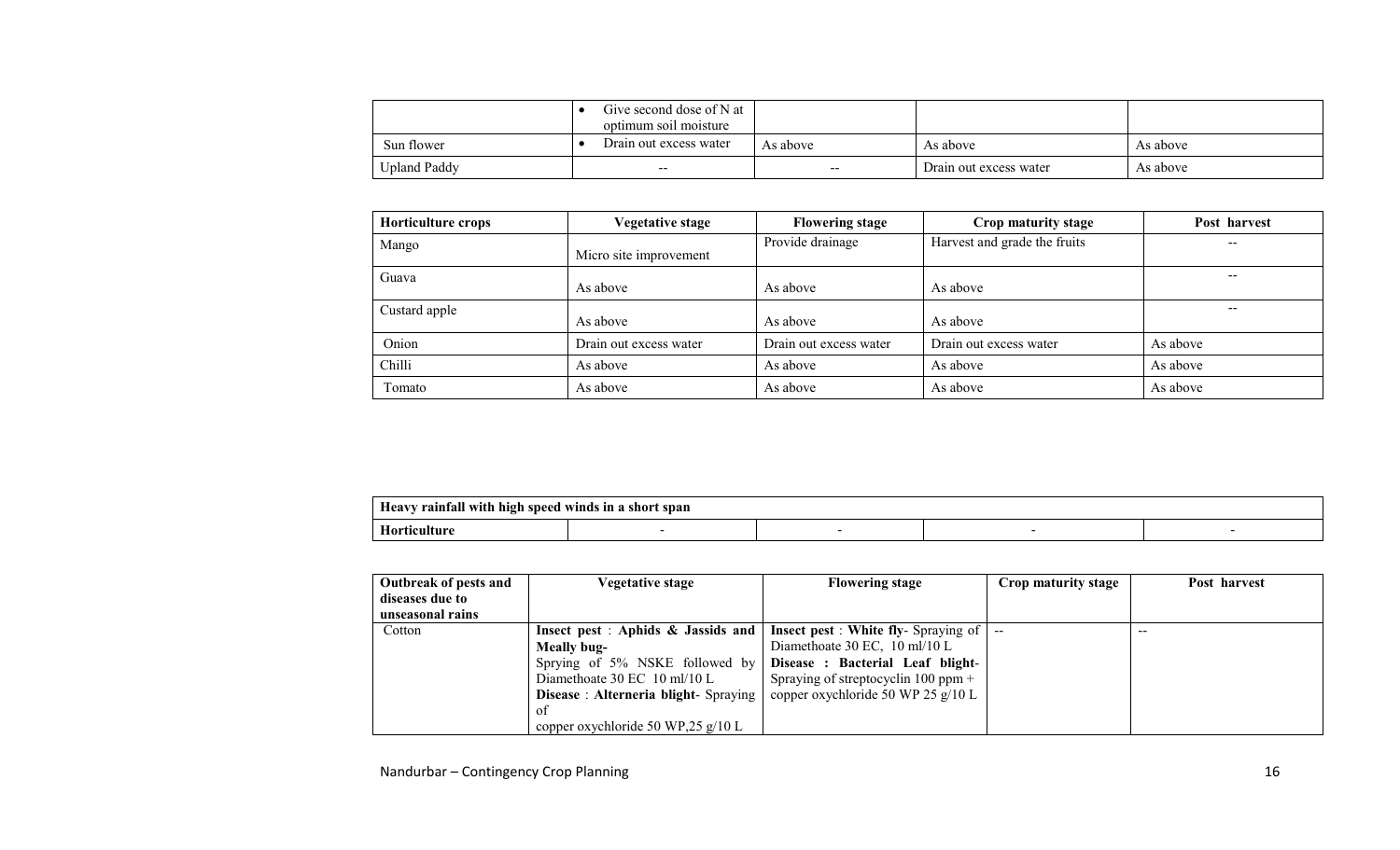|  |  |  |  |  |
|---|---|---|---|---|
|  | • Give second dose of N at optimum soil moisture |  |  |  |
| Sun flower | • Drain out excess water | As above | As above | As above |
| Upland Paddy | -- | -- | Drain out excess water | As above |

| Horticulture crops | Vegetative stage | Flowering stage | Crop maturity stage | Post harvest |
|---|---|---|---|---|
| Mango | Micro site improvement | Provide drainage | Harvest and grade the fruits | -- |
| Guava | As above | As above | As above | -- |
| Custard apple | As above | As above | As above | -- |
| Onion | Drain out excess water | Drain out excess water | Drain out excess water | As above |
| Chilli | As above | As above | As above | As above |
| Tomato | As above | As above | As above | As above |

| **Heavy rainfall with high speed winds in a short span** | | | | |
|---|---|---|---|---|
| **Horticulture** | - | - | - | - |

| Outbreak of pests and diseases due to unseasonal rains | Vegetative stage | Flowering stage | Crop maturity stage | Post harvest |
|---|---|---|---|---|
| Cotton | **Insect pest** : **Aphids & Jassids and Meally bug-** Sprying of 5% NSKE followed by Diamethoate 30 EC 10 ml/10 L **Disease** : **Alterneria blight**- Spraying of copper oxychloride 50 WP,25 g/10 L | **Insect pest** : **White fly**- Spraying of Diamethoate 30 EC, 10 ml/10 L **Disease : Bacterial Leaf blight**- Spraying of streptocyclin 100 ppm + copper oxychloride 50 WP 25 g/10 L | -- | -- |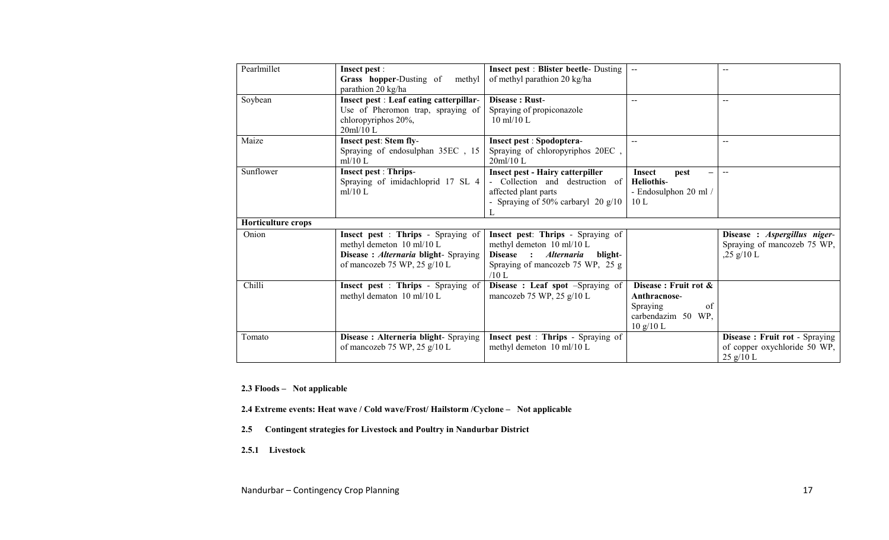| Pearlmillet | **Insect pest** : **Grass hopper**-Dusting of methyl parathion 20 kg/ha | **Insect pest** : **Blister beetle**- Dusting of methyl parathion 20 kg/ha | -- | -- |
|---|---|---|---|---|
| Soybean | **Insect pest** : **Leaf eating catterpillar**- Use of Pheromon trap, spraying of chloropyriphos 20%, 20ml/10 L | **Disease : Rust**- Spraying of propiconazole 10 ml/10 L | -- | -- |
| Maize | **Insect pest**: **Stem fly**- Spraying of endosulphan 35EC , 15 ml/10 L | **Insect pest** : **Spodoptera**- Spraying of chloropyriphos 20EC , 20ml/10 L | -- | -- |
| Sunflower | **Insect pest** : **Thrips**- Spraying of imidachloprid 17 SL 4 ml/10 L | **Insect pest - Hairy catterpiller** - Collection and destruction of affected plant parts - Spraying of 50% carbaryl 20 g/10 L | **Insect pest – Heliothis**- - Endosulphon 20 ml / 10 L | -- |
| **Horticulture crops** | | | | |
| Onion | **Insect pest** : **Thrips** - Spraying of methyl demeton 10 ml/10 L **Disease :** ***Alternaria*** **blight**- Spraying of mancozeb 75 WP, 25 g/10 L | **Insect pest**: **Thrips** - Spraying of methyl demeton 10 ml/10 L **Disease :** ***Alternaria*** **blight**- Spraying of mancozeb 75 WP, 25 g /10 L | | **Disease :** ***Aspergillus niger***- Spraying of mancozeb 75 WP, ,25 g/10 L |
| Chilli | **Insect pest** : **Thrips** - Spraying of methyl dematon 10 ml/10 L | **Disease : Leaf spot** –Spraying of mancozeb 75 WP, 25 g/10 L | **Disease : Fruit rot & Anthracnose**- Spraying of carbendazim 50 WP, 10 g/10 L | |
| Tomato | **Disease : Alterneria blight**- Spraying of mancozeb 75 WP, 25 g/10 L | **Insect pest** : **Thrips** - Spraying of methyl demeton 10 ml/10 L | | **Disease : Fruit rot** - Spraying of copper oxychloride 50 WP, 25 g/10 L |

**2.3 Floods – Not applicable**

**2.4 Extreme events: Heat wave / Cold wave/Frost/ Hailstorm /Cyclone – Not applicable**

**2.5 Contingent strategies for Livestock and Poultry in Nandurbar District**

**2.5.1 Livestock**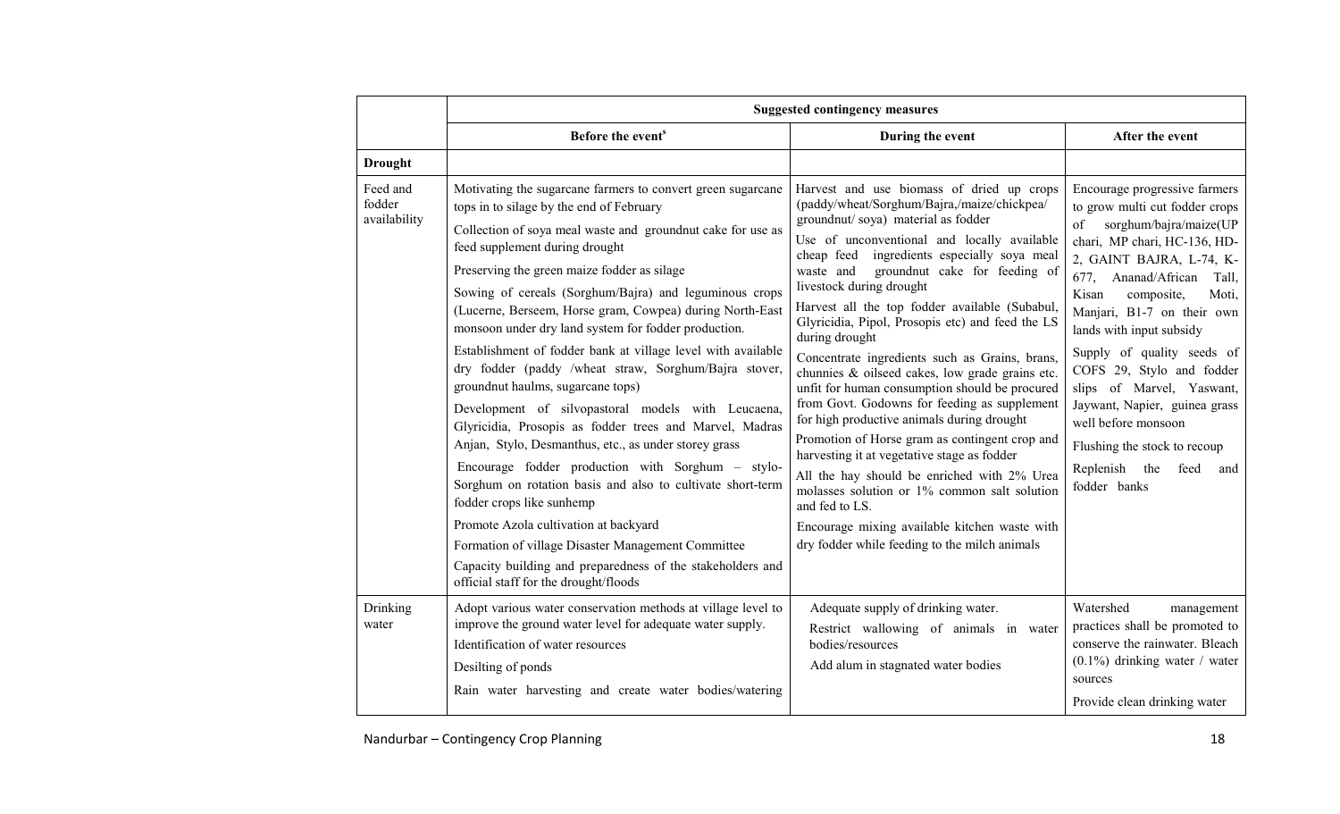| | Suggested contingency measures | | |
|---|---|---|---|
| | Before the event[s] | During the event | After the event |
| **Drought** | | | |
| Feed and fodder availability | Motivating the sugarcane farmers to convert green sugarcane tops in to silage by the end of February<br>Collection of soya meal waste and groundnut cake for use as feed supplement during drought<br>Preserving the green maize fodder as silage<br>Sowing of cereals (Sorghum/Bajra) and leguminous crops (Lucerne, Berseem, Horse gram, Cowpea) during North-East monsoon under dry land system for fodder production.<br>Establishment of fodder bank at village level with available dry fodder (paddy /wheat straw, Sorghum/Bajra stover, groundnut haulms, sugarcane tops)<br>Development of silvopastoral models with Leucaena, Glyricidia, Prosopis as fodder trees and Marvel, Madras Anjan, Stylo, Desmanthus, etc., as under storey grass<br>Encourage fodder production with Sorghum – stylo-Sorghum on rotation basis and also to cultivate short-term fodder crops like sunhemp<br>Promote Azola cultivation at backyard<br>Formation of village Disaster Management Committee<br>Capacity building and preparedness of the stakeholders and official staff for the drought/floods | Harvest and use biomass of dried up crops (paddy/wheat/Sorghum/Bajra,/maize/chickpea/ groundnut/ soya) material as fodder<br>Use of unconventional and locally available cheap feed ingredients especially soya meal waste and groundnut cake for feeding of livestock during drought<br>Harvest all the top fodder available (Subabul, Glyricidia, Pipol, Prosopis etc) and feed the LS during drought<br>Concentrate ingredients such as Grains, brans, chunnies & oilseed cakes, low grade grains etc. unfit for human consumption should be procured from Govt. Godowns for feeding as supplement for high productive animals during drought<br>Promotion of Horse gram as contingent crop and harvesting it at vegetative stage as fodder<br>All the hay should be enriched with 2% Urea molasses solution or 1% common salt solution and fed to LS.<br>Encourage mixing available kitchen waste with dry fodder while feeding to the milch animals | Encourage progressive farmers to grow multi cut fodder crops of sorghum/bajra/maize(UP chari, MP chari, HC-136, HD-2, GAINT BAJRA, L-74, K-677, Ananad/African Tall, Kisan composite, Moti, Manjari, B1-7 on their own lands with input subsidy<br>Supply of quality seeds of COFS 29, Stylo and fodder slips of Marvel, Yaswant, Jaywant, Napier, guinea grass well before monsoon<br>Flushing the stock to recoup<br>Replenish the feed and fodder banks |
| Drinking water | Adopt various water conservation methods at village level to improve the ground water level for adequate water supply.<br>Identification of water resources<br>Desilting of ponds<br>Rain water harvesting and create water bodies/watering | Adequate supply of drinking water.<br>Restrict wallowing of animals in water bodies/resources<br>Add alum in stagnated water bodies | Watershed management practices shall be promoted to conserve the rainwater. Bleach (0.1%) drinking water / water sources<br>Provide clean drinking water |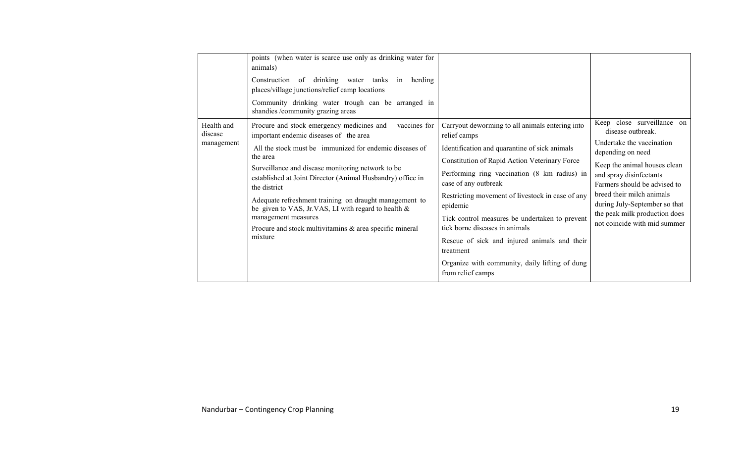|  |  |  |  |
|---|---|---|---|
|  | points (when water is scarce use only as drinking water for animals)<br>Construction of drinking water tanks in herding places/village junctions/relief camp locations<br>Community drinking water trough can be arranged in shandies /community grazing areas |  |  |
| Health and disease management | Procure and stock emergency medicines and vaccines for important endemic diseases of the area<br>All the stock must be immunized for endemic diseases of the area<br>Surveillance and disease monitoring network to be established at Joint Director (Animal Husbandry) office in the district<br>Adequate refreshment training on draught management to be given to VAS, Jr.VAS, LI with regard to health & management measures<br>Procure and stock multivitamins & area specific mineral mixture | Carryout deworming to all animals entering into relief camps<br>Identification and quarantine of sick animals<br>Constitution of Rapid Action Veterinary Force<br>Performing ring vaccination (8 km radius) in case of any outbreak<br>Restricting movement of livestock in case of any epidemic<br>Tick control measures be undertaken to prevent tick borne diseases in animals<br>Rescue of sick and injured animals and their treatment<br>Organize with community, daily lifting of dung from relief camps | Keep close surveillance on disease outbreak.<br>Undertake the vaccination depending on need<br>Keep the animal houses clean and spray disinfectants<br>Farmers should be advised to breed their milch animals during July-September so that the peak milk production does not coincide with mid summer |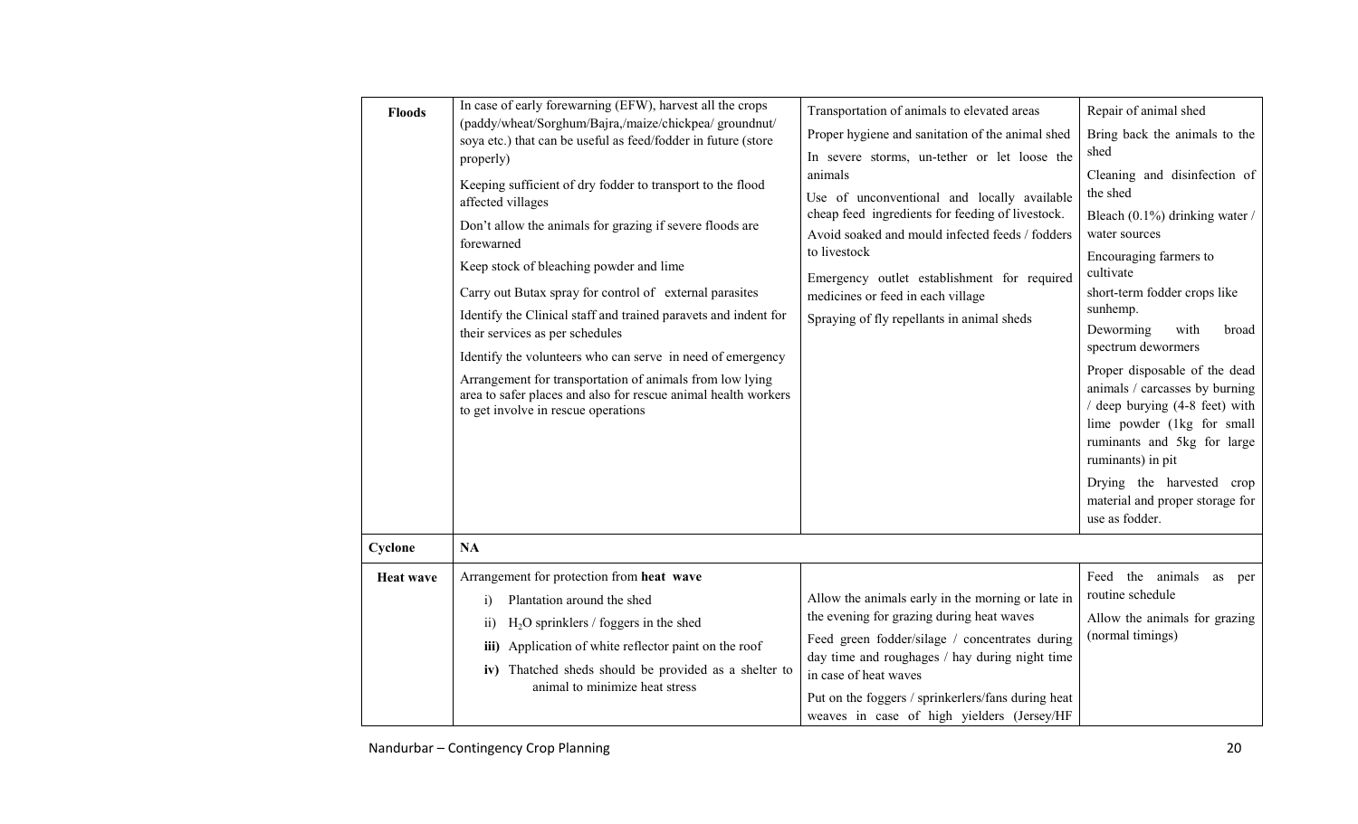| | | | |
|---|---|---|---|
| **Floods** | In case of early forewarning (EFW), harvest all the crops (paddy/wheat/Sorghum/Bajra,/maize/chickpea/ groundnut/ soya etc.) that can be useful as feed/fodder in future (store properly)<br><br>Keeping sufficient of dry fodder to transport to the flood affected villages<br><br>Don't allow the animals for grazing if severe floods are forewarned<br><br>Keep stock of bleaching powder and lime<br><br>Carry out Butax spray for control of external parasites<br><br>Identify the Clinical staff and trained paravets and indent for their services as per schedules<br><br>Identify the volunteers who can serve in need of emergency<br><br>Arrangement for transportation of animals from low lying area to safer places and also for rescue animal health workers to get involve in rescue operations | Transportation of animals to elevated areas<br><br>Proper hygiene and sanitation of the animal shed<br><br>In severe storms, un-tether or let loose the animals<br><br>Use of unconventional and locally available cheap feed ingredients for feeding of livestock.<br><br>Avoid soaked and mould infected feeds / fodders to livestock<br><br>Emergency outlet establishment for required medicines or feed in each village<br><br>Spraying of fly repellants in animal sheds | Repair of animal shed<br><br>Bring back the animals to the shed<br><br>Cleaning and disinfection of the shed<br><br>Bleach (0.1%) drinking water / water sources<br><br>Encouraging farmers to cultivate<br>short-term fodder crops like sunhemp.<br><br>Deworming with broad spectrum dewormers<br><br>Proper disposable of the dead animals / carcasses by burning / deep burying (4-8 feet) with lime powder (1kg for small ruminants and 5kg for large ruminants) in pit<br><br>Drying the harvested crop material and proper storage for use as fodder. |
| **Cyclone** | **NA** | | |
| **Heat wave** | Arrangement for protection from **heat wave**<br>i) Plantation around the shed<br>ii) $H_2O$ sprinklers / foggers in the shed<br>**iii)** Application of white reflector paint on the roof<br>**iv)** Thatched sheds should be provided as a shelter to animal to minimize heat stress | Allow the animals early in the morning or late in the evening for grazing during heat waves<br><br>Feed green fodder/silage / concentrates during day time and roughages / hay during night time in case of heat waves<br><br>Put on the foggers / sprinkerlers/fans during heat weaves in case of high yielders (Jersey/HF | Feed the animals as per routine schedule<br><br>Allow the animals for grazing (normal timings) |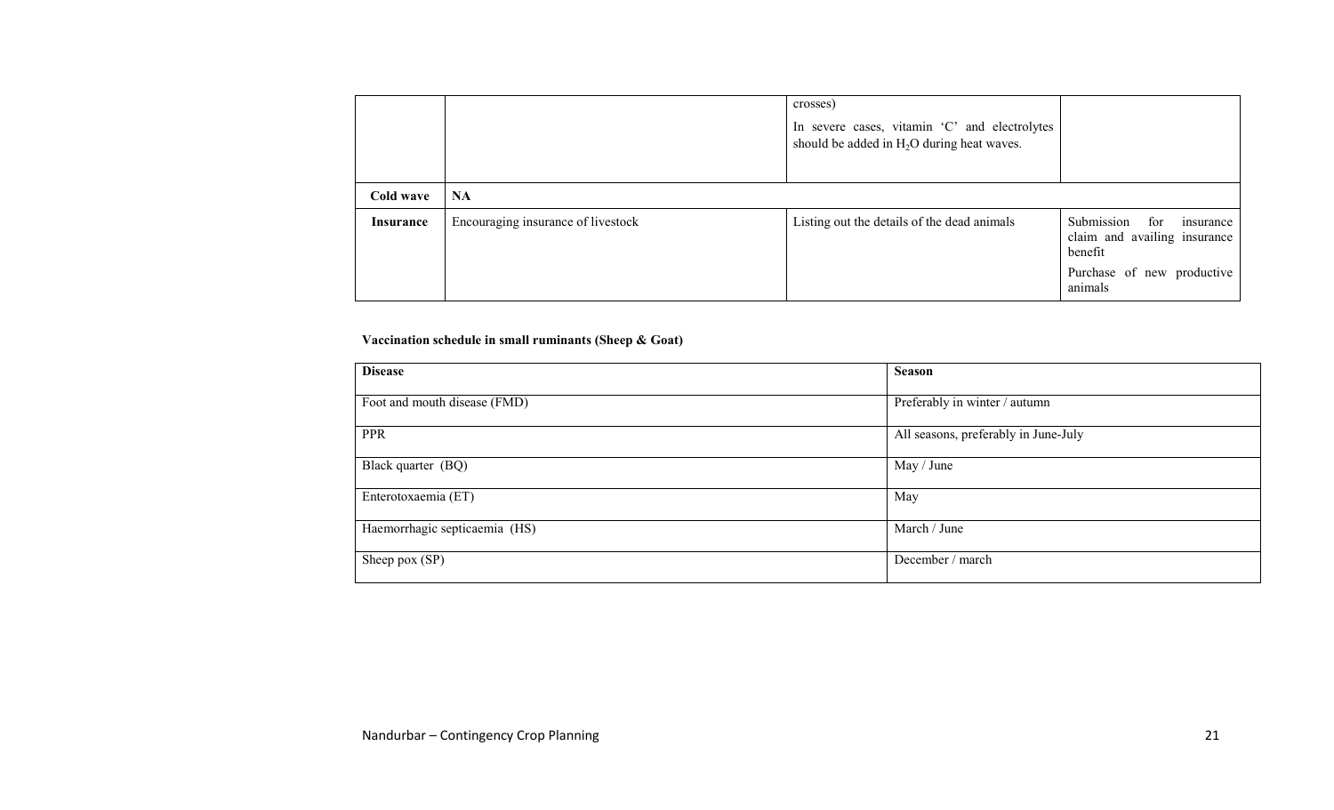|  |  | crosses)<br>In severe cases, vitamin 'C' and electrolytes should be added in $H_2O$ during heat waves. |  |
|---|---|---|---|
| **Cold wave** | **NA** |  |  |
| **Insurance** | Encouraging insurance of livestock | Listing out the details of the dead animals | Submission for insurance claim and availing insurance benefit<br>Purchase of new productive animals |

**Vaccination schedule in small ruminants (Sheep & Goat)**

| **Disease** | **Season** |
|---|---|
| Foot and mouth disease (FMD) | Preferably in winter / autumn |
| PPR | All seasons, preferably in June-July |
| Black quarter (BQ) | May / June |
| Enterotoxaemia (ET) | May |
| Haemorrhagic septicaemia (HS) | March / June |
| Sheep pox (SP) | December / march |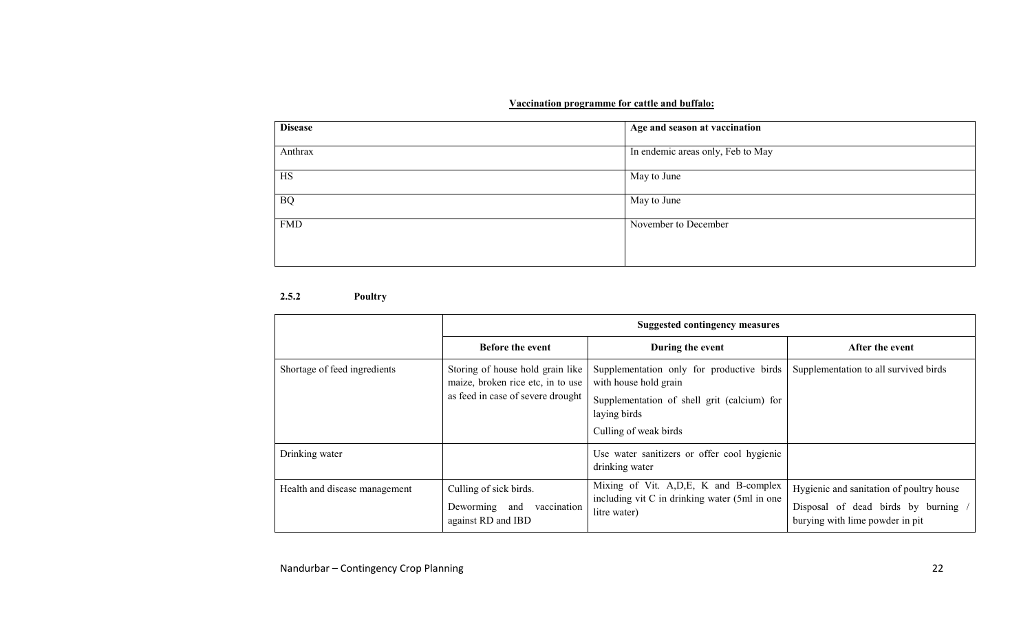**Vaccination programme for cattle and buffalo:**

| Disease | Age and season at vaccination |
|---|---|
| Anthrax | In endemic areas only, Feb to May |
| HS | May to June |
| BQ | May to June |
| FMD | November to December |

### 2.5.2 Poultry

| | Suggested contingency measures | | |
|---|---|---|---|
| | **Before the event** | **During the event** | **After the event** |
| Shortage of feed ingredients | Storing of house hold grain like maize, broken rice etc, in to use as feed in case of severe drought | Supplementation only for productive birds with house hold grain<br>Supplementation of shell grit (calcium) for laying birds<br>Culling of weak birds | Supplementation to all survived birds |
| Drinking water | | Use water sanitizers or offer cool hygienic drinking water | |
| Health and disease management | Culling of sick birds.<br>Deworming and vaccination against RD and IBD | Mixing of Vit. A,D,E, K and B-complex including vit C in drinking water (5ml in one litre water) | Hygienic and sanitation of poultry house<br>Disposal of dead birds by burning / burying with lime powder in pit |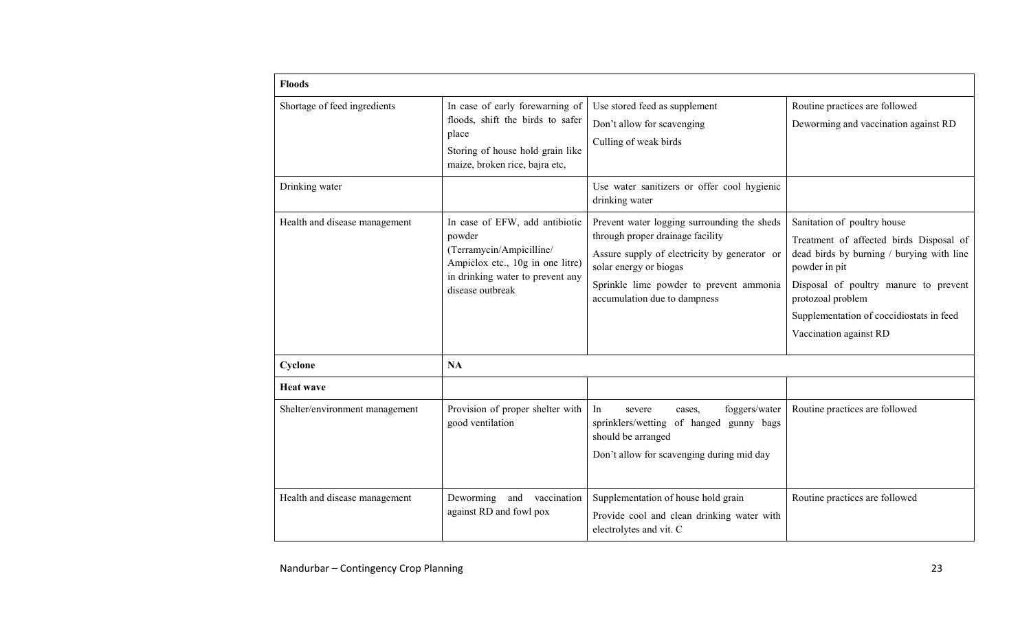| **Floods** | | | |
|---|---|---|---|
| Shortage of feed ingredients | In case of early forewarning of floods, shift the birds to safer place<br>Storing of house hold grain like maize, broken rice, bajra etc, | Use stored feed as supplement<br>Don't allow for scavenging<br>Culling of weak birds | Routine practices are followed<br>Deworming and vaccination against RD |
| Drinking water | | Use water sanitizers or offer cool hygienic drinking water | |
| Health and disease management | In case of EFW, add antibiotic powder (Terramycin/Ampicilline/ Ampiclox etc., 10g in one litre) in drinking water to prevent any disease outbreak | Prevent water logging surrounding the sheds through proper drainage facility<br>Assure supply of electricity by generator or solar energy or biogas<br>Sprinkle lime powder to prevent ammonia accumulation due to dampness | Sanitation of poultry house<br>Treatment of affected birds Disposal of dead birds by burning / burying with line powder in pit<br>Disposal of poultry manure to prevent protozoal problem<br>Supplementation of coccidiostats in feed<br>Vaccination against RD |
| **Cyclone** | **NA** | | |
| **Heat wave** | | | |
| Shelter/environment management | Provision of proper shelter with good ventilation | In severe cases, foggers/water sprinklers/wetting of hanged gunny bags should be arranged<br>Don't allow for scavenging during mid day | Routine practices are followed |
| Health and disease management | Deworming and vaccination against RD and fowl pox | Supplementation of house hold grain<br>Provide cool and clean drinking water with electrolytes and vit. C | Routine practices are followed |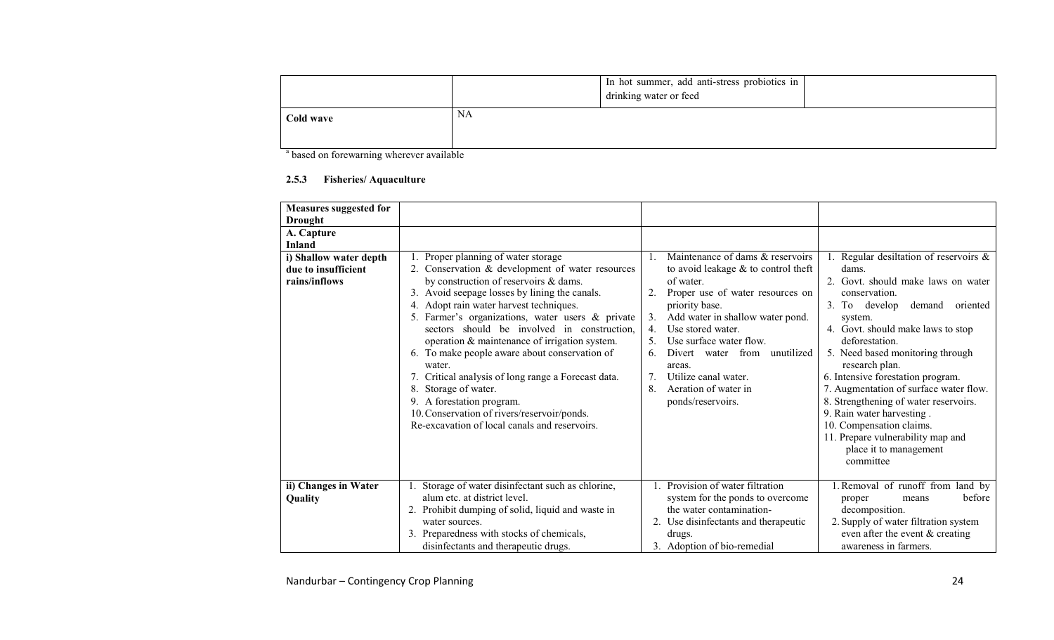| | | | |
|---|---|---|---|
| | | In hot summer, add anti-stress probiotics in drinking water or feed | |
| **Cold wave** | NA | | |

[a] based on forewarning wherever available

#### 2.5.3 Fisheries/ Aquaculture

| | | | |
|---|---|---|---|
| **Measures suggested for Drought** | | | |
| **A. Capture Inland** | | | |
| **i) Shallow water depth due to insufficient rains/inflows** | 1. Proper planning of water storage<br>2. Conservation & development of water resources by construction of reservoirs & dams.<br>3. Avoid seepage losses by lining the canals.<br>4. Adopt rain water harvest techniques.<br>5. Farmer's organizations, water users & private sectors should be involved in construction, operation & maintenance of irrigation system.<br>6. To make people aware about conservation of water.<br>7. Critical analysis of long range a Forecast data.<br>8. Storage of water.<br>9. A forestation program.<br>10. Conservation of rivers/reservoir/ponds.<br>Re-excavation of local canals and reservoirs. | 1. Maintenance of dams & reservoirs to avoid leakage & to control theft of water.<br>2. Proper use of water resources on priority base.<br>3. Add water in shallow water pond.<br>4. Use stored water.<br>5. Use surface water flow.<br>6. Divert water from unutilized areas.<br>7. Utilize canal water.<br>8. Aeration of water in ponds/reservoirs. | 1. Regular desiltation of reservoirs & dams.<br>2. Govt. should make laws on water conservation.<br>3. To develop demand oriented system.<br>4. Govt. should make laws to stop deforestation.<br>5. Need based monitoring through research plan.<br>6. Intensive forestation program.<br>7. Augmentation of surface water flow.<br>8. Strengthening of water reservoirs.<br>9. Rain water harvesting .<br>10. Compensation claims.<br>11. Prepare vulnerability map and place it to management committee |
| **ii) Changes in Water Quality** | 1. Storage of water disinfectant such as chlorine, alum etc. at district level.<br>2. Prohibit dumping of solid, liquid and waste in water sources.<br>3. Preparedness with stocks of chemicals, disinfectants and therapeutic drugs. | 1. Provision of water filtration system for the ponds to overcome the water contamination-<br>2. Use disinfectants and therapeutic drugs.<br>3. Adoption of bio-remedial | 1. Removal of runoff from land by proper means before decomposition.<br>2. Supply of water filtration system even after the event & creating awareness in farmers. |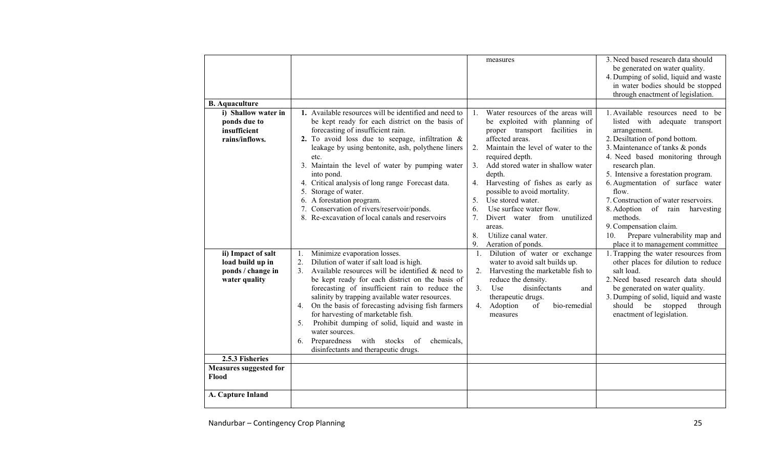| | | | |
|---|---|---|---|
| | | measures | 3. Need based research data should be generated on water quality.<br>4. Dumping of solid, liquid and waste in water bodies should be stopped through enactment of legislation. |
| **B. Aquaculture** | | | |
| **i) Shallow water in ponds due to insufficient rains/inflows.** | **1.** Available resources will be identified and need to be kept ready for each district on the basis of forecasting of insufficient rain.<br>**2.** To avoid loss due to seepage, infiltration & leakage by using bentonite, ash, polythene liners etc.<br>3. Maintain the level of water by pumping water into pond.<br>4. Critical analysis of long range Forecast data.<br>5. Storage of water.<br>6. A forestation program.<br>7. Conservation of rivers/reservoir/ponds.<br>8. Re-excavation of local canals and reservoirs | 1. Water resources of the areas will be exploited with planning of proper transport facilities in affected areas.<br>2. Maintain the level of water to the required depth.<br>3. Add stored water in shallow water depth.<br>4. Harvesting of fishes as early as possible to avoid mortality.<br>5. Use stored water.<br>6. Use surface water flow.<br>7. Divert water from unutilized areas.<br>8. Utilize canal water.<br>9. Aeration of ponds. | 1. Available resources need to be listed with adequate transport arrangement.<br>2. Desiltation of pond bottom.<br>3. Maintenance of tanks & ponds<br>4. Need based monitoring through research plan.<br>5. Intensive a forestation program.<br>6. Augmentation of surface water flow.<br>7. Construction of water reservoirs.<br>8. Adoption of rain harvesting methods.<br>9. Compensation claim.<br>10. Prepare vulnerability map and place it to management committee |
| **ii) Impact of salt load build up in ponds / change in water quality** | 1. Minimize evaporation losses.<br>2. Dilution of water if salt load is high.<br>3. Available resources will be identified & need to be kept ready for each district on the basis of forecasting of insufficient rain to reduce the salinity by trapping available water resources.<br>4. On the basis of forecasting advising fish farmers for harvesting of marketable fish.<br>5. Prohibit dumping of solid, liquid and waste in water sources.<br>6. Preparedness with stocks of chemicals, disinfectants and therapeutic drugs. | 1. Dilution of water or exchange water to avoid salt builds up.<br>2. Harvesting the marketable fish to reduce the density.<br>3. Use disinfectants and therapeutic drugs.<br>4. Adoption of bio-remedial measures | 1. Trapping the water resources from other places for dilution to reduce salt load.<br>2. Need based research data should be generated on water quality.<br>3. Dumping of solid, liquid and waste should be stopped through enactment of legislation. |
| **2.5.3 Fisheries** | | | |
| **Measures suggested for Flood** | | | |
| **A. Capture Inland** | | | |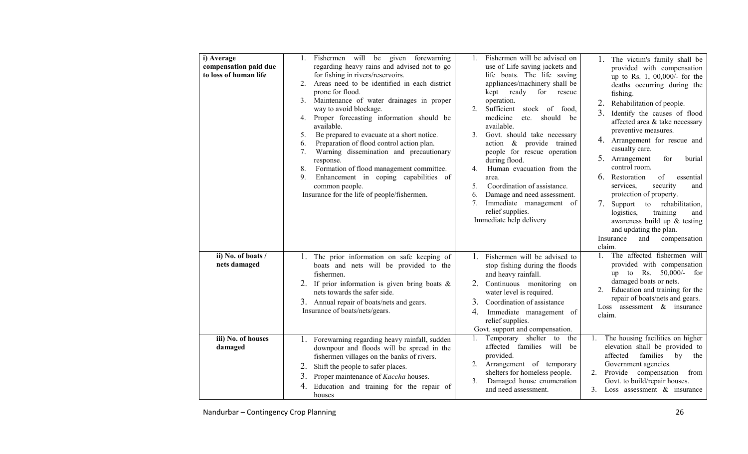| | | | |
|---|---|---|---|
| **i) Average compensation paid due to loss of human life** | 1. Fishermen will be given forewarning regarding heavy rains and advised not to go for fishing in rivers/reservoirs.<br>2. Areas need to be identified in each district prone for flood.<br>3. Maintenance of water drainages in proper way to avoid blockage.<br>4. Proper forecasting information should be available.<br>5. Be prepared to evacuate at a short notice.<br>6. Preparation of flood control action plan.<br>7. Warning dissemination and precautionary response.<br>8. Formation of flood management committee.<br>9. Enhancement in coping capabilities of common people.<br>Insurance for the life of people/fishermen. | 1. Fishermen will be advised on use of Life saving jackets and life boats. The life saving appliances/machinery shall be kept ready for rescue operation.<br>2. Sufficient stock of food, medicine etc. should be available.<br>3. Govt. should take necessary action & provide trained people for rescue operation during flood.<br>4. Human evacuation from the area.<br>5. Coordination of assistance.<br>6. Damage and need assessment.<br>7. Immediate management of relief supplies.<br>Immediate help delivery | 1. The victim's family shall be provided with compensation up to Rs. 1, 00,000/- for the deaths occurring during the fishing.<br>2. Rehabilitation of people.<br>3. Identify the causes of flood affected area & take necessary preventive measures.<br>4. Arrangement for rescue and casualty care.<br>5. Arrangement for burial control room.<br>6. Restoration of essential services, security and protection of property.<br>7. Support to rehabilitation, logistics, training and awareness build up & testing and updating the plan.<br>Insurance and compensation claim. |
| **ii) No. of boats / nets damaged** | 1. The prior information on safe keeping of boats and nets will be provided to the fishermen.<br>2. If prior information is given bring boats & nets towards the safer side.<br>3. Annual repair of boats/nets and gears.<br>Insurance of boats/nets/gears. | 1. Fishermen will be advised to stop fishing during the floods and heavy rainfall.<br>2. Continuous monitoring on water level is required.<br>3. Coordination of assistance<br>4. Immediate management of relief supplies.<br>Govt. support and compensation. | 1. The affected fishermen will provided with compensation up to Rs. 50,000/- for damaged boats or nets.<br>2. Education and training for the repair of boats/nets and gears.<br>Loss assessment & insurance claim. |
| **iii) No. of houses damaged** | 1. Forewarning regarding heavy rainfall, sudden downpour and floods will be spread in the fishermen villages on the banks of rivers.<br>2. Shift the people to safer places.<br>3. Proper maintenance of *Kaccha* houses.<br>4. Education and training for the repair of houses | 1. Temporary shelter to the affected families will be provided.<br>2. Arrangement of temporary shelters for homeless people.<br>3. Damaged house enumeration and need assessment. | 1. The housing facilities on higher elevation shall be provided to affected families by the Government agencies.<br>2. Provide compensation from Govt. to build/repair houses.<br>3. Loss assessment & insurance |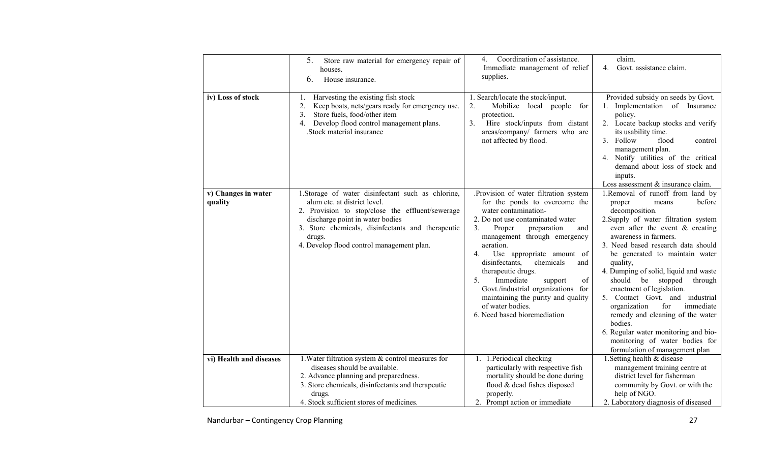| | | | |
|---|---|---|---|
| | 5. Store raw material for emergency repair of houses.<br>6. House insurance. | 4. Coordination of assistance.<br>Immediate management of relief supplies. | claim.<br>4. Govt. assistance claim. |
| **iv) Loss of stock** | 1. Harvesting the existing fish stock<br>2. Keep boats, nets/gears ready for emergency use.<br>3. Store fuels, food/other item<br>4. Develop flood control management plans.<br>.Stock material insurance | 1. Search/locate the stock/input.<br>2. Mobilize local people for protection.<br>3. Hire stock/inputs from distant areas/company/ farmers who are not affected by flood. | Provided subsidy on seeds by Govt.<br>1. Implementation of Insurance policy.<br>2. Locate backup stocks and verify its usability time.<br>3. Follow flood control management plan.<br>4. Notify utilities of the critical demand about loss of stock and inputs.<br>Loss assessment & insurance claim. |
| **v) Changes in water quality** | 1.Storage of water disinfectant such as chlorine, alum etc. at district level.<br>2. Provision to stop/close the effluent/sewerage discharge point in water bodies<br>3. Store chemicals, disinfectants and therapeutic drugs.<br>4. Develop flood control management plan. | .Provision of water filtration system for the ponds to overcome the water contamination-<br>2. Do not use contaminated water<br>3. Proper preparation and management through emergency aeration.<br>4. Use appropriate amount of disinfectants, chemicals and therapeutic drugs.<br>5. Immediate support of Govt./industrial organizations for maintaining the purity and quality of water bodies.<br>6. Need based bioremediation | 1.Removal of runoff from land by proper means before decomposition.<br>2.Supply of water filtration system even after the event & creating awareness in farmers.<br>3. Need based research data should be generated to maintain water quality,<br>4. Dumping of solid, liquid and waste should be stopped through enactment of legislation.<br>5. Contact Govt. and industrial organization for immediate remedy and cleaning of the water bodies.<br>6. Regular water monitoring and bio-monitoring of water bodies for formulation of management plan |
| **vi) Health and diseases** | 1.Water filtration system & control measures for diseases should be available.<br>2. Advance planning and preparedness.<br>3. Store chemicals, disinfectants and therapeutic drugs.<br>4. Stock sufficient stores of medicines. | 1. 1.Periodical checking particularly with respective fish mortality should be done during flood & dead fishes disposed properly.<br>2. Prompt action or immediate | 1.Setting health & disease management training centre at district level for fisherman community by Govt. or with the help of NGO.<br>2. Laboratory diagnosis of diseased |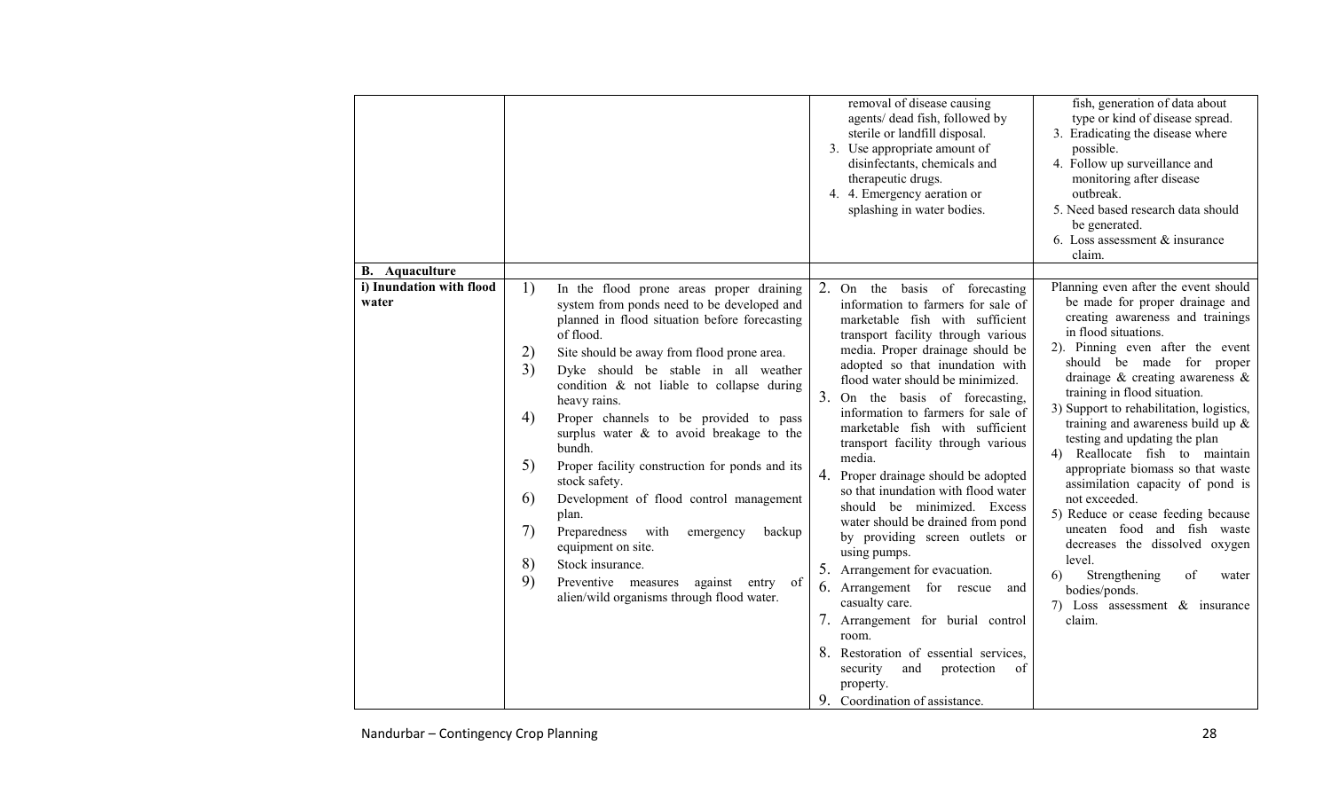| | | | |
|---|---|---|---|
| | | removal of disease causing agents/ dead fish, followed by sterile or landfill disposal.<br>3. Use appropriate amount of disinfectants, chemicals and therapeutic drugs.<br>4. 4. Emergency aeration or splashing in water bodies. | fish, generation of data about type or kind of disease spread.<br>3. Eradicating the disease where possible.<br>4. Follow up surveillance and monitoring after disease outbreak.<br>5. Need based research data should be generated.<br>6. Loss assessment & insurance claim. |
| **B. Aquaculture** | | | |
| **i) Inundation with flood water** | 1) In the flood prone areas proper draining system from ponds need to be developed and planned in flood situation before forecasting of flood.<br>2) Site should be away from flood prone area.<br>3) Dyke should be stable in all weather condition & not liable to collapse during heavy rains.<br>4) Proper channels to be provided to pass surplus water & to avoid breakage to the bundh.<br>5) Proper facility construction for ponds and its stock safety.<br>6) Development of flood control management plan.<br>7) Preparedness with emergency backup equipment on site.<br>8) Stock insurance.<br>9) Preventive measures against entry of alien/wild organisms through flood water. | 2. On the basis of forecasting information to farmers for sale of marketable fish with sufficient transport facility through various media. Proper drainage should be adopted so that inundation with flood water should be minimized.<br>3. On the basis of forecasting, information to farmers for sale of marketable fish with sufficient transport facility through various media.<br>4. Proper drainage should be adopted so that inundation with flood water should be minimized. Excess water should be drained from pond by providing screen outlets or using pumps.<br>5. Arrangement for evacuation.<br>6. Arrangement for rescue and casualty care.<br>7. Arrangement for burial control room.<br>8. Restoration of essential services, security and protection of property.<br>9. Coordination of assistance. | Planning even after the event should be made for proper drainage and creating awareness and trainings in flood situations.<br>2). Pinning even after the event should be made for proper drainage & creating awareness & training in flood situation.<br>3) Support to rehabilitation, logistics, training and awareness build up & testing and updating the plan<br>4) Reallocate fish to maintain appropriate biomass so that waste assimilation capacity of pond is not exceeded.<br>5) Reduce or cease feeding because uneaten food and fish waste decreases the dissolved oxygen level.<br>6) Strengthening of water bodies/ponds.<br>7) Loss assessment & insurance claim. |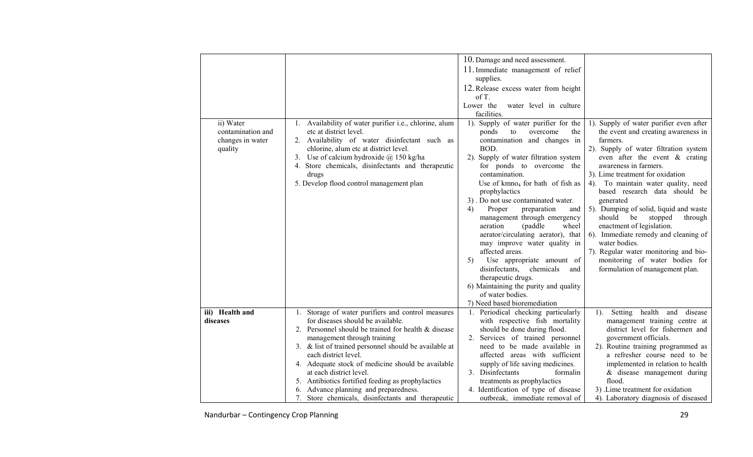| | | | |
|---|---|---|---|
| | | 10. Damage and need assessment.<br>11. Immediate management of relief supplies.<br>12. Release excess water from height of T.<br>Lower the water level in culture facilities. | |
| ii) Water contamination and changes in water quality | 1. Availability of water purifier i.e., chlorine, alum etc at district level.<br>2. Availability of water disinfectant such as chlorine, alum etc at district level.<br>3. Use of calcium hydroxide @ 150 kg/ha<br>4. Store chemicals, disinfectants and therapeutic drugs<br>5. Develop flood control management plan | 1). Supply of water purifier for the ponds to overcome the contamination and changes in BOD.<br>2). Supply of water filtration system for ponds to overcome the contamination.<br>Use of kmno$_4$ for bath of fish as prophylactics<br>3) . Do not use contaminated water.<br>4) Proper preparation and management through emergency aeration (paddle wheel aerator/circulating aerator), that may improve water quality in affected areas.<br>5) Use appropriate amount of disinfectants, chemicals and therapeutic drugs.<br>6) Maintaining the purity and quality of water bodies.<br>7) Need based bioremediation | 1). Supply of water purifier even after the event and creating awareness in farmers.<br>2). Supply of water filtration system even after the event & crating awareness in farmers.<br>3). Lime treatment for oxidation<br>4). To maintain water quality, need based research data should be generated<br>5). Dumping of solid, liquid and waste should be stopped through enactment of legislation.<br>6). Immediate remedy and cleaning of water bodies.<br>7). Regular water monitoring and bio-monitoring of water bodies for formulation of management plan. |
| **iii) Health and diseases** | 1. Storage of water purifiers and control measures for diseases should be available.<br>2. Personnel should be trained for health & disease management through training<br>3. & list of trained personnel should be available at each district level.<br>4. Adequate stock of medicine should be available at each district level.<br>5. Antibiotics fortified feeding as prophylactics<br>6. Advance planning and preparedness.<br>7. Store chemicals, disinfectants and therapeutic | 1. Periodical checking particularly with respective fish mortality should be done during flood.<br>2. Services of trained personnel need to be made available in affected areas with sufficient supply of life saving medicines.<br>3. Disinfectants formalin treatments as prophylactics<br>4. Identification of type of disease outbreak, immediate removal of | 1). Setting health and disease management training centre at district level for fishermen and government officials.<br>2). Routine training programmed as a refresher course need to be implemented in relation to health & disease management during flood.<br>3) .Lime treatment for oxidation<br>4). Laboratory diagnosis of diseased |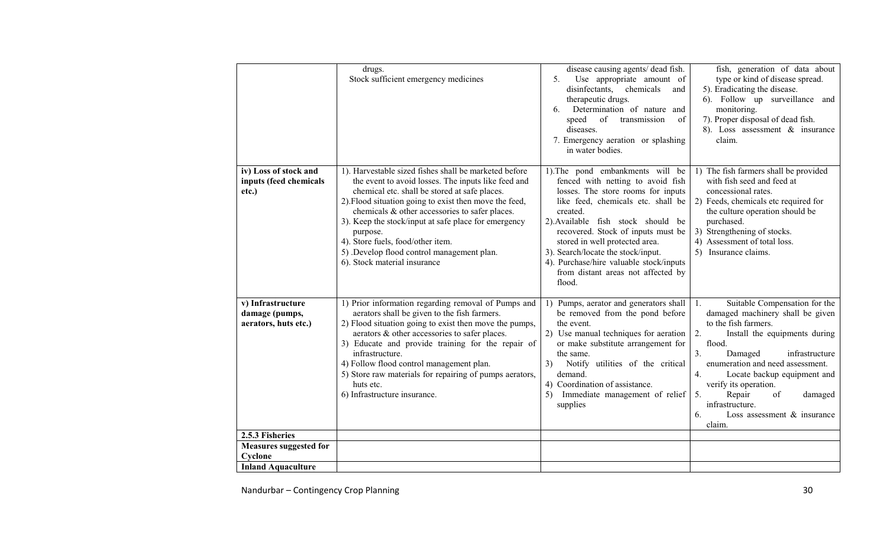| | | | |
|---|---|---|---|
| | drugs.<br>Stock sufficient emergency medicines | disease causing agents/ dead fish.<br>5. Use appropriate amount of disinfectants, chemicals and therapeutic drugs.<br>6. Determination of nature and speed of transmission of diseases.<br>7. Emergency aeration or splashing in water bodies. | fish, generation of data about type or kind of disease spread.<br>5). Eradicating the disease.<br>6). Follow up surveillance and monitoring.<br>7). Proper disposal of dead fish.<br>8). Loss assessment & insurance claim. |
| **iv) Loss of stock and inputs (feed chemicals etc.)** | 1). Harvestable sized fishes shall be marketed before the event to avoid losses. The inputs like feed and chemical etc. shall be stored at safe places.<br>2).Flood situation going to exist then move the feed, chemicals & other accessories to safer places.<br>3). Keep the stock/input at safe place for emergency purpose.<br>4). Store fuels, food/other item.<br>5) .Develop flood control management plan.<br>6). Stock material insurance | 1).The pond embankments will be fenced with netting to avoid fish losses. The store rooms for inputs like feed, chemicals etc. shall be created.<br>2).Available fish stock should be recovered. Stock of inputs must be stored in well protected area.<br>3). Search/locate the stock/input.<br>4). Purchase/hire valuable stock/inputs from distant areas not affected by flood. | 1) The fish farmers shall be provided with fish seed and feed at concessional rates.<br>2) Feeds, chemicals etc required for the culture operation should be purchased.<br>3) Strengthening of stocks.<br>4) Assessment of total loss.<br>5) Insurance claims. |
| **v) Infrastructure damage (pumps, aerators, huts etc.)** | 1) Prior information regarding removal of Pumps and aerators shall be given to the fish farmers.<br>2) Flood situation going to exist then move the pumps, aerators & other accessories to safer places.<br>3) Educate and provide training for the repair of infrastructure.<br>4) Follow flood control management plan.<br>5) Store raw materials for repairing of pumps aerators, huts etc.<br>6) Infrastructure insurance. | 1) Pumps, aerator and generators shall be removed from the pond before the event.<br>2) Use manual techniques for aeration or make substitute arrangement for the same.<br>3) Notify utilities of the critical demand.<br>4) Coordination of assistance.<br>5) Immediate management of relief supplies | 1. Suitable Compensation for the damaged machinery shall be given to the fish farmers.<br>2. Install the equipments during flood.<br>3. Damaged infrastructure enumeration and need assessment.<br>4. Locate backup equipment and verify its operation.<br>5. Repair of damaged infrastructure.<br>6. Loss assessment & insurance claim. |
| **2.5.3 Fisheries** | | | |
| **Measures suggested for Cyclone** | | | |
| **Inland Aquaculture** | | | |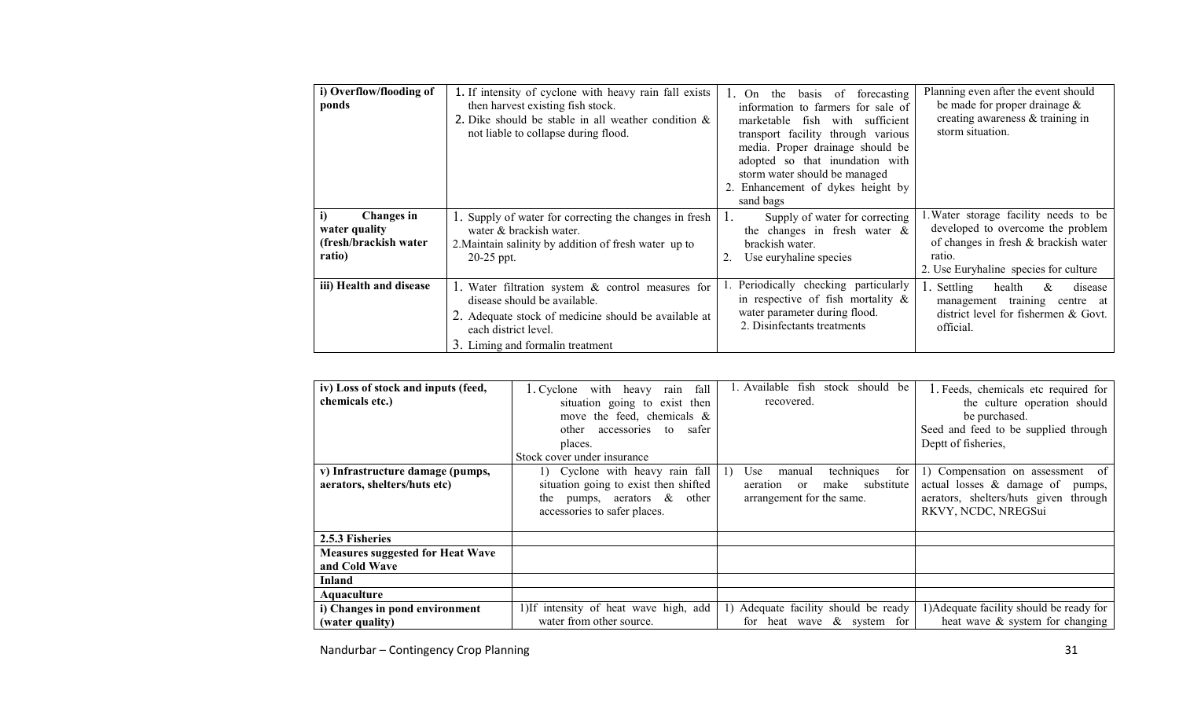| i) Overflow/flooding of ponds | 1. If intensity of cyclone with heavy rain fall exists then harvest existing fish stock.<br>2. Dike should be stable in all weather condition & not liable to collapse during flood. | 1. On the basis of forecasting information to farmers for sale of marketable fish with sufficient transport facility through various media. Proper drainage should be adopted so that inundation with storm water should be managed<br>2. Enhancement of dykes height by sand bags | Planning even after the event should be made for proper drainage & creating awareness & training in storm situation. |
|---|---|---|---|
| i) Changes in water quality (fresh/brackish water ratio) | 1. Supply of water for correcting the changes in fresh water & brackish water.<br>2.Maintain salinity by addition of fresh water up to 20-25 ppt. | 1. Supply of water for correcting the changes in fresh water & brackish water.<br>2. Use euryhaline species | 1.Water storage facility needs to be developed to overcome the problem of changes in fresh & brackish water ratio.<br>2. Use Euryhaline species for culture |
| iii) Health and disease | 1. Water filtration system & control measures for disease should be available.<br>2. Adequate stock of medicine should be available at each district level.<br>3. Liming and formalin treatment | 1. Periodically checking particularly in respective of fish mortality & water parameter during flood.<br>2. Disinfectants treatments | 1. Settling health & disease management training centre at district level for fishermen & Govt. official. |

| iv) Loss of stock and inputs (feed, chemicals etc.) | 1. Cyclone with heavy rain fall situation going to exist then move the feed, chemicals & other accessories to safer places.<br>Stock cover under insurance | 1. Available fish stock should be recovered. | 1. Feeds, chemicals etc required for the culture operation should be purchased.<br>Seed and feed to be supplied through Deptt of fisheries, |
|---|---|---|---|
| v) Infrastructure damage (pumps, aerators, shelters/huts etc) | 1) Cyclone with heavy rain fall situation going to exist then shifted the pumps, aerators & other accessories to safer places. | 1) Use manual techniques for aeration or make substitute arrangement for the same. | 1) Compensation on assessment of actual losses & damage of pumps, aerators, shelters/huts given through RKVY, NCDC, NREGSui |
| **2.5.3 Fisheries** | | | |
| **Measures suggested for Heat Wave and Cold Wave** | | | |
| **Inland** | | | |
| **Aquaculture** | | | |
| **i) Changes in pond environment (water quality)** | 1)If intensity of heat wave high, add water from other source. | 1) Adequate facility should be ready for heat wave & system for | 1)Adequate facility should be ready for heat wave & system for changing |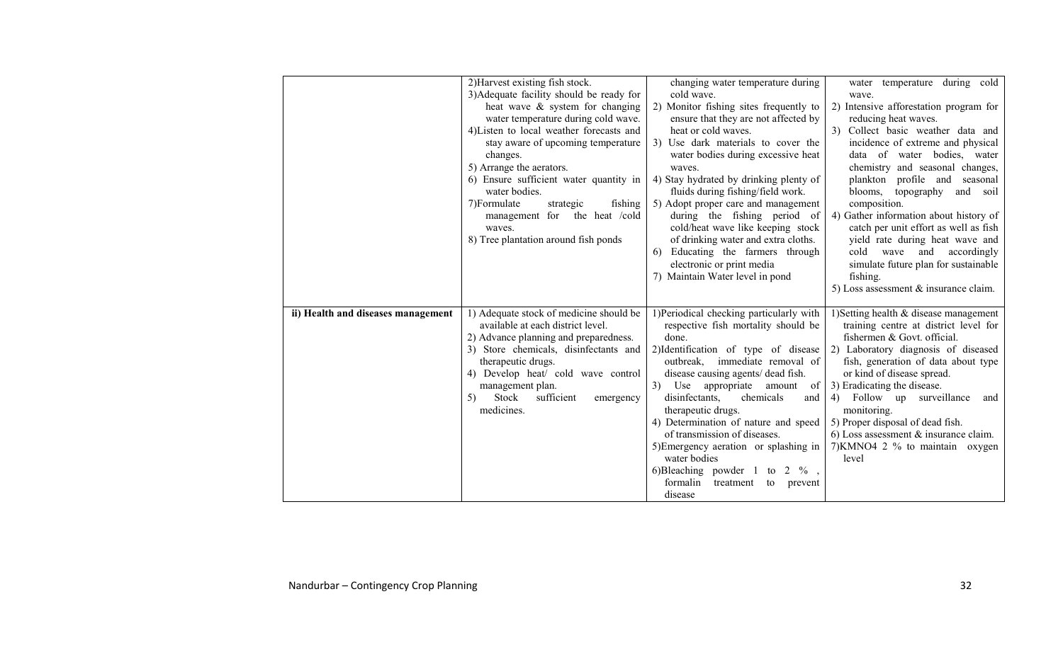| | | | |
|---|---|---|---|
| | 2)Harvest existing fish stock.<br>3)Adequate facility should be ready for heat wave & system for changing water temperature during cold wave.<br>4)Listen to local weather forecasts and stay aware of upcoming temperature changes.<br>5) Arrange the aerators.<br>6) Ensure sufficient water quantity in water bodies.<br>7)Formulate strategic fishing management for the heat /cold waves.<br>8) Tree plantation around fish ponds | changing water temperature during cold wave.<br>2) Monitor fishing sites frequently to ensure that they are not affected by heat or cold waves.<br>3) Use dark materials to cover the water bodies during excessive heat waves.<br>4) Stay hydrated by drinking plenty of fluids during fishing/field work.<br>5) Adopt proper care and management during the fishing period of cold/heat wave like keeping stock of drinking water and extra cloths.<br>6) Educating the farmers through electronic or print media<br>7) Maintain Water level in pond | water temperature during cold wave.<br>2) Intensive afforestation program for reducing heat waves.<br>3) Collect basic weather data and incidence of extreme and physical data of water bodies, water chemistry and seasonal changes, plankton profile and seasonal blooms, topography and soil composition.<br>4) Gather information about history of catch per unit effort as well as fish yield rate during heat wave and cold wave and accordingly simulate future plan for sustainable fishing.<br>5) Loss assessment & insurance claim. |
| **ii) Health and diseases management** | 1) Adequate stock of medicine should be available at each district level.<br>2) Advance planning and preparedness.<br>3) Store chemicals, disinfectants and therapeutic drugs.<br>4) Develop heat/ cold wave control management plan.<br>5) Stock sufficient emergency medicines. | 1)Periodical checking particularly with respective fish mortality should be done.<br>2)Identification of type of disease outbreak, immediate removal of disease causing agents/ dead fish.<br>3) Use appropriate amount of disinfectants, chemicals and therapeutic drugs.<br>4) Determination of nature and speed of transmission of diseases.<br>5)Emergency aeration or splashing in water bodies<br>6)Bleaching powder 1 to 2 % , formalin treatment to prevent disease | 1)Setting health & disease management training centre at district level for fishermen & Govt. official.<br>2) Laboratory diagnosis of diseased fish, generation of data about type or kind of disease spread.<br>3) Eradicating the disease.<br>4) Follow up surveillance and monitoring.<br>5) Proper disposal of dead fish.<br>6) Loss assessment & insurance claim.<br>7)KMNO4 2 % to maintain oxygen level |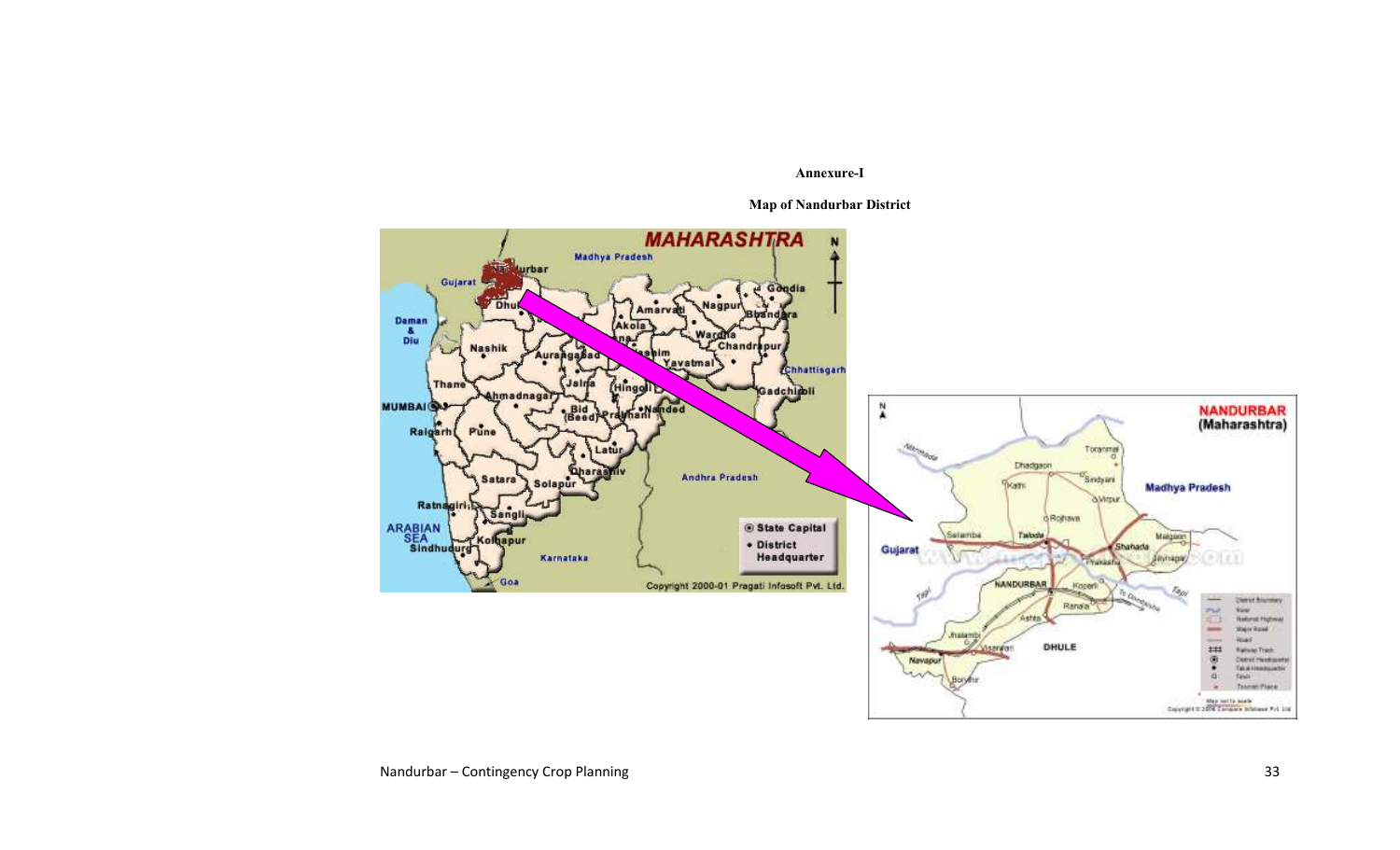**Annexure-I**

**Map of Nandurbar District**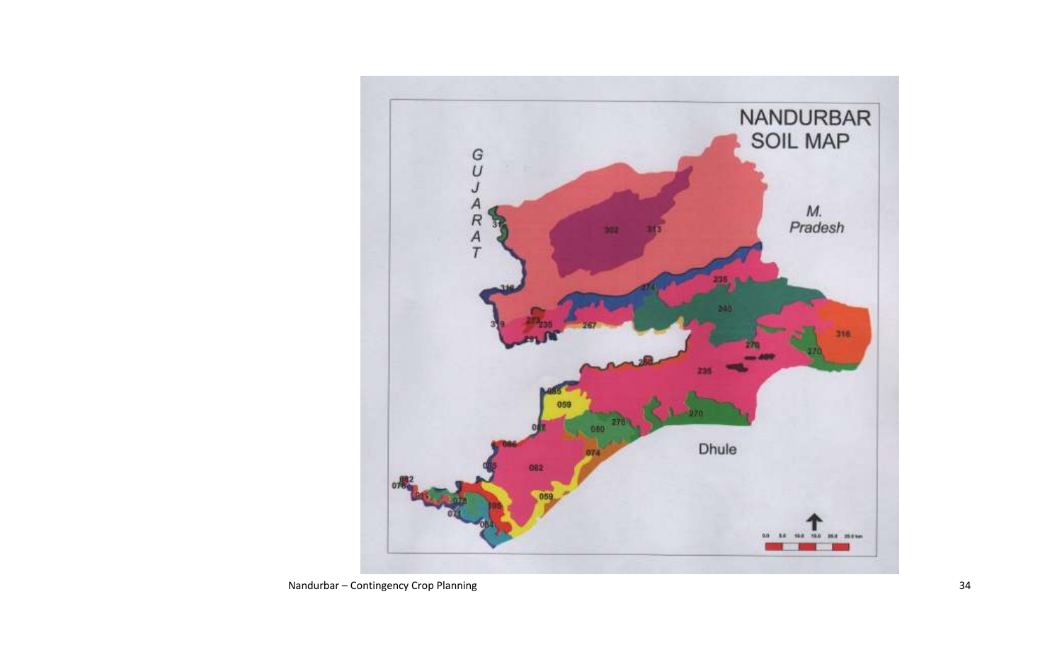NANDURBAR
SOIL MAP

GUJARAT

M. Pradesh

Dhule

302
313
314
318
319
274
235
235
267
231
240
270
270
316
409
260
235
085
059
087
080
278
270
086
074
085
082
082
076
075
074
084
105
059